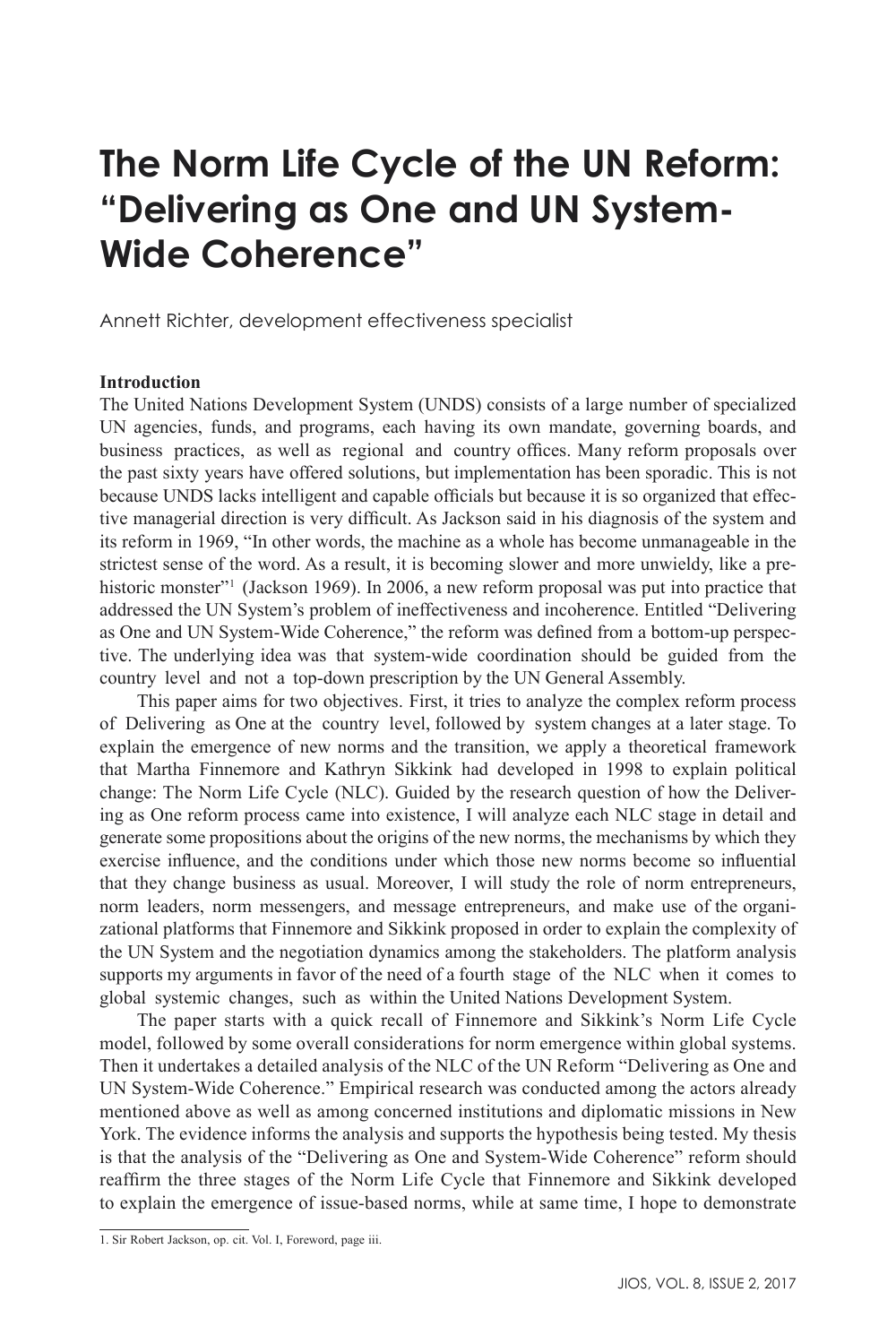# The Norm Life Cycle of the UN Reform: "Delivering as One and UN System-Wide Coherence"

Annett Richter, development effectiveness specialist

**Introduction**

The United Nations Development System (UNDS) consists of a large number of specialized UN agencies, funds, and programs, each having its own mandate, governing boards, and business practices, as well as regional and country offices. Many reform proposals over the past sixty years have offered solutions, but implementation has been sporadic. This is not because UNDS lacks intelligent and capable officials but because it is so organized that effective managerial direction is very difficult. As Jackson said in his diagnosis of the system and its reform in 1969, "In other words, the machine as a whole has become unmanageable in the strictest sense of the word. As a result, it is becoming slower and more unwieldy, like a prehistoric monster"[1] (Jackson 1969). In 2006, a new reform proposal was put into practice that addressed the UN System's problem of ineffectiveness and incoherence. Entitled "Delivering as One and UN System-Wide Coherence," the reform was defined from a bottom-up perspective. The underlying idea was that system-wide coordination should be guided from the country level and not a top-down prescription by the UN General Assembly.

This paper aims for two objectives. First, it tries to analyze the complex reform process of Delivering as One at the country level, followed by system changes at a later stage. To explain the emergence of new norms and the transition, we apply a theoretical framework that Martha Finnemore and Kathryn Sikkink had developed in 1998 to explain political change: The Norm Life Cycle (NLC). Guided by the research question of how the Delivering as One reform process came into existence, I will analyze each NLC stage in detail and generate some propositions about the origins of the new norms, the mechanisms by which they exercise influence, and the conditions under which those new norms become so influential that they change business as usual. Moreover, I will study the role of norm entrepreneurs, norm leaders, norm messengers, and message entrepreneurs, and make use of the organizational platforms that Finnemore and Sikkink proposed in order to explain the complexity of the UN System and the negotiation dynamics among the stakeholders. The platform analysis supports my arguments in favor of the need of a fourth stage of the NLC when it comes to global systemic changes, such as within the United Nations Development System.

The paper starts with a quick recall of Finnemore and Sikkink's Norm Life Cycle model, followed by some overall considerations for norm emergence within global systems. Then it undertakes a detailed analysis of the NLC of the UN Reform "Delivering as One and UN System-Wide Coherence." Empirical research was conducted among the actors already mentioned above as well as among concerned institutions and diplomatic missions in New York. The evidence informs the analysis and supports the hypothesis being tested. My thesis is that the analysis of the "Delivering as One and System-Wide Coherence" reform should reaffirm the three stages of the Norm Life Cycle that Finnemore and Sikkink developed to explain the emergence of issue-based norms, while at same time, I hope to demonstrate

---

1. Sir Robert Jackson, op. cit. Vol. I, Foreword, page iii.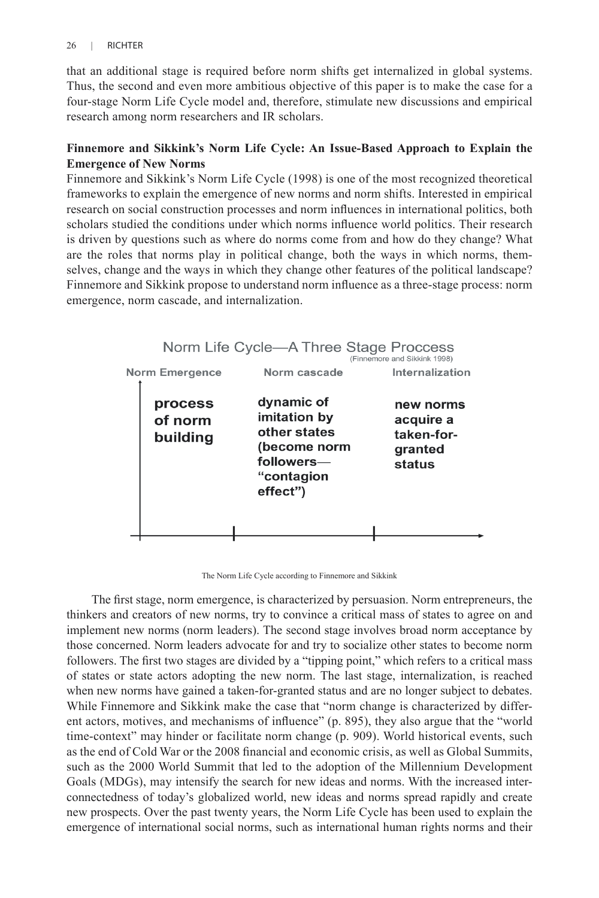that an additional stage is required before norm shifts get internalized in global systems. Thus, the second and even more ambitious objective of this paper is to make the case for a four-stage Norm Life Cycle model and, therefore, stimulate new discussions and empirical research among norm researchers and IR scholars.

**Finnemore and Sikkink's Norm Life Cycle: An Issue-Based Approach to Explain the Emergence of New Norms**

Finnemore and Sikkink's Norm Life Cycle (1998) is one of the most recognized theoretical frameworks to explain the emergence of new norms and norm shifts. Interested in empirical research on social construction processes and norm influences in international politics, both scholars studied the conditions under which norms influence world politics. Their research is driven by questions such as where do norms come from and how do they change? What are the roles that norms play in political change, both the ways in which norms, themselves, change and the ways in which they change other features of the political landscape? Finnemore and Sikkink propose to understand norm influence as a three-stage process: norm emergence, norm cascade, and internalization.

Norm Life Cycle—A Three Stage Proccess
(Finnemore and Sikkink 1998)

| Norm Emergence | Norm cascade | Internalization |
| --- | --- | --- |
| **process of norm building** | **dynamic of imitation by other states (become norm followers—"contagion effect")** | **new norms acquire a taken-for-granted status** |

The Norm Life Cycle according to Finnemore and Sikkink

The first stage, norm emergence, is characterized by persuasion. Norm entrepreneurs, the thinkers and creators of new norms, try to convince a critical mass of states to agree on and implement new norms (norm leaders). The second stage involves broad norm acceptance by those concerned. Norm leaders advocate for and try to socialize other states to become norm followers. The first two stages are divided by a "tipping point," which refers to a critical mass of states or state actors adopting the new norm. The last stage, internalization, is reached when new norms have gained a taken-for-granted status and are no longer subject to debates. While Finnemore and Sikkink make the case that "norm change is characterized by different actors, motives, and mechanisms of influence" (p. 895), they also argue that the "world time-context" may hinder or facilitate norm change (p. 909). World historical events, such as the end of Cold War or the 2008 financial and economic crisis, as well as Global Summits, such as the 2000 World Summit that led to the adoption of the Millennium Development Goals (MDGs), may intensify the search for new ideas and norms. With the increased interconnectedness of today's globalized world, new ideas and norms spread rapidly and create new prospects. Over the past twenty years, the Norm Life Cycle has been used to explain the emergence of international social norms, such as international human rights norms and their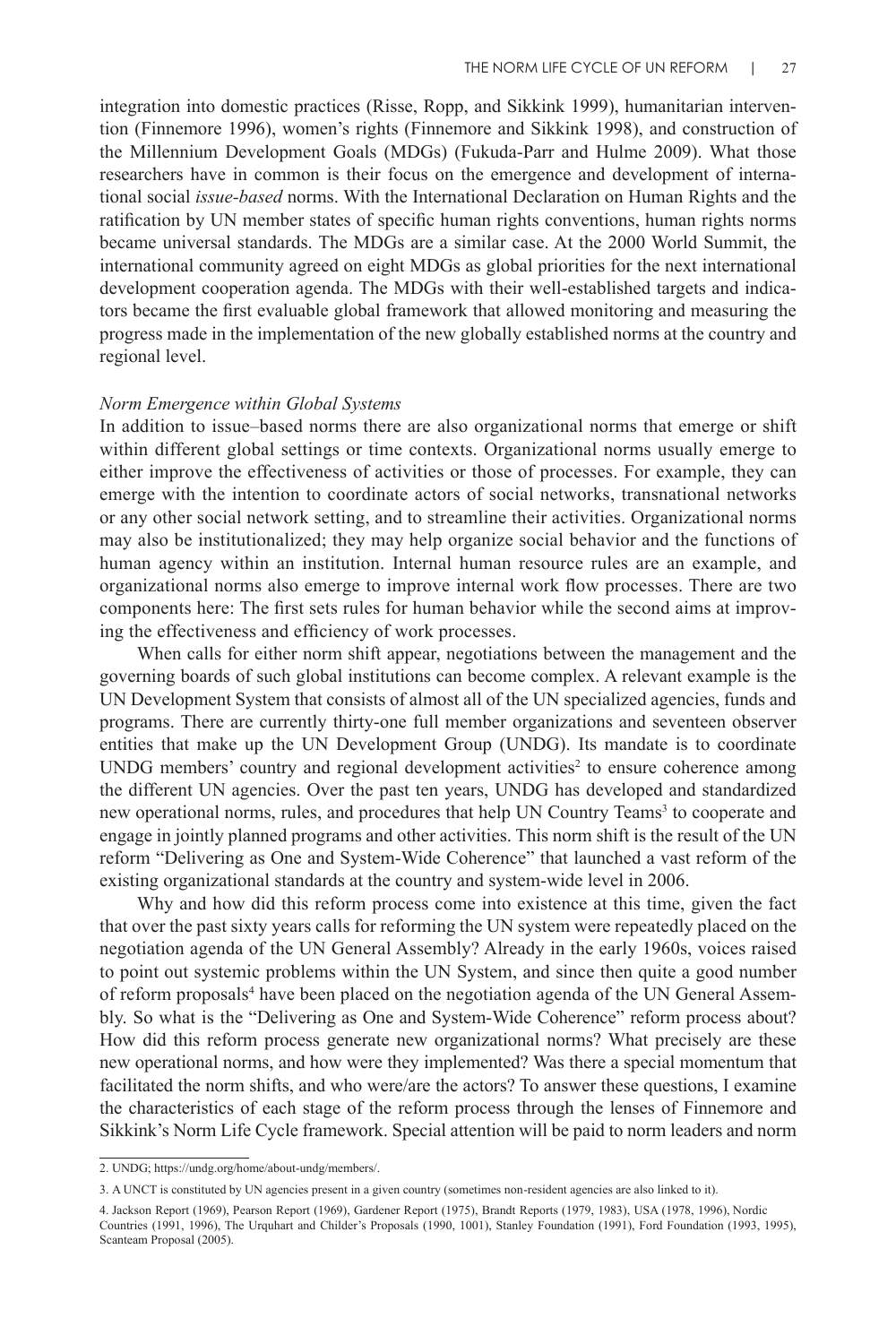integration into domestic practices (Risse, Ropp, and Sikkink 1999), humanitarian intervention (Finnemore 1996), women's rights (Finnemore and Sikkink 1998), and construction of the Millennium Development Goals (MDGs) (Fukuda-Parr and Hulme 2009). What those researchers have in common is their focus on the emergence and development of international social *issue-based* norms. With the International Declaration on Human Rights and the ratification by UN member states of specific human rights conventions, human rights norms became universal standards. The MDGs are a similar case. At the 2000 World Summit, the international community agreed on eight MDGs as global priorities for the next international development cooperation agenda. The MDGs with their well-established targets and indicators became the first evaluable global framework that allowed monitoring and measuring the progress made in the implementation of the new globally established norms at the country and regional level.

*Norm Emergence within Global Systems*

In addition to issue–based norms there are also organizational norms that emerge or shift within different global settings or time contexts. Organizational norms usually emerge to either improve the effectiveness of activities or those of processes. For example, they can emerge with the intention to coordinate actors of social networks, transnational networks or any other social network setting, and to streamline their activities. Organizational norms may also be institutionalized; they may help organize social behavior and the functions of human agency within an institution. Internal human resource rules are an example, and organizational norms also emerge to improve internal work flow processes. There are two components here: The first sets rules for human behavior while the second aims at improving the effectiveness and efficiency of work processes.

When calls for either norm shift appear, negotiations between the management and the governing boards of such global institutions can become complex. A relevant example is the UN Development System that consists of almost all of the UN specialized agencies, funds and programs. There are currently thirty-one full member organizations and seventeen observer entities that make up the UN Development Group (UNDG). Its mandate is to coordinate UNDG members' country and regional development activities[2] to ensure coherence among the different UN agencies. Over the past ten years, UNDG has developed and standardized new operational norms, rules, and procedures that help UN Country Teams[3] to cooperate and engage in jointly planned programs and other activities. This norm shift is the result of the UN reform "Delivering as One and System-Wide Coherence" that launched a vast reform of the existing organizational standards at the country and system-wide level in 2006.

Why and how did this reform process come into existence at this time, given the fact that over the past sixty years calls for reforming the UN system were repeatedly placed on the negotiation agenda of the UN General Assembly? Already in the early 1960s, voices raised to point out systemic problems within the UN System, and since then quite a good number of reform proposals[4] have been placed on the negotiation agenda of the UN General Assembly. So what is the "Delivering as One and System-Wide Coherence" reform process about? How did this reform process generate new organizational norms? What precisely are these new operational norms, and how were they implemented? Was there a special momentum that facilitated the norm shifts, and who were/are the actors? To answer these questions, I examine the characteristics of each stage of the reform process through the lenses of Finnemore and Sikkink's Norm Life Cycle framework. Special attention will be paid to norm leaders and norm

2. UNDG; https://undg.org/home/about-undg/members/.

3. A UNCT is constituted by UN agencies present in a given country (sometimes non-resident agencies are also linked to it).

4. Jackson Report (1969), Pearson Report (1969), Gardener Report (1975), Brandt Reports (1979, 1983), USA (1978, 1996), Nordic Countries (1991, 1996), The Urquhart and Childer's Proposals (1990, 1001), Stanley Foundation (1991), Ford Foundation (1993, 1995), Scanteam Proposal (2005).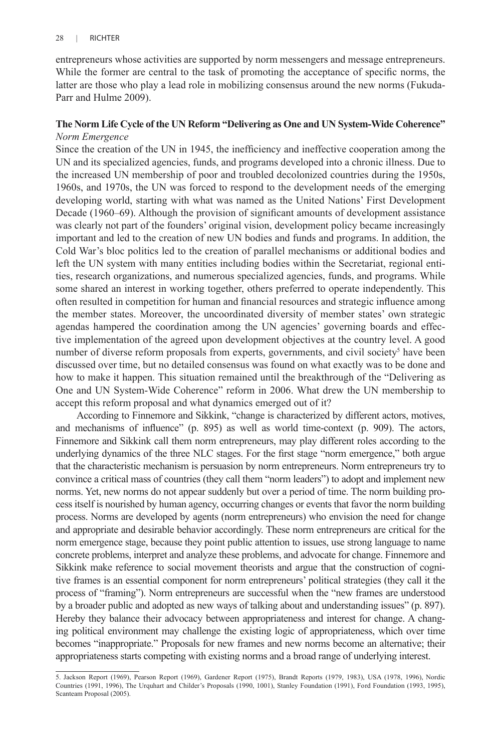entrepreneurs whose activities are supported by norm messengers and message entrepreneurs. While the former are central to the task of promoting the acceptance of specific norms, the latter are those who play a lead role in mobilizing consensus around the new norms (Fukuda-Parr and Hulme 2009).

### The Norm Life Cycle of the UN Reform "Delivering as One and UN System-Wide Coherence"

*Norm Emergence*

Since the creation of the UN in 1945, the inefficiency and ineffective cooperation among the UN and its specialized agencies, funds, and programs developed into a chronic illness. Due to the increased UN membership of poor and troubled decolonized countries during the 1950s, 1960s, and 1970s, the UN was forced to respond to the development needs of the emerging developing world, starting with what was named as the United Nations' First Development Decade (1960–69). Although the provision of significant amounts of development assistance was clearly not part of the founders' original vision, development policy became increasingly important and led to the creation of new UN bodies and funds and programs. In addition, the Cold War's bloc politics led to the creation of parallel mechanisms or additional bodies and left the UN system with many entities including bodies within the Secretariat, regional entities, research organizations, and numerous specialized agencies, funds, and programs. While some shared an interest in working together, others preferred to operate independently. This often resulted in competition for human and financial resources and strategic influence among the member states. Moreover, the uncoordinated diversity of member states' own strategic agendas hampered the coordination among the UN agencies' governing boards and effective implementation of the agreed upon development objectives at the country level. A good number of diverse reform proposals from experts, governments, and civil society[5] have been discussed over time, but no detailed consensus was found on what exactly was to be done and how to make it happen. This situation remained until the breakthrough of the "Delivering as One and UN System-Wide Coherence" reform in 2006. What drew the UN membership to accept this reform proposal and what dynamics emerged out of it?

According to Finnemore and Sikkink, "change is characterized by different actors, motives, and mechanisms of influence" (p. 895) as well as world time-context (p. 909). The actors, Finnemore and Sikkink call them norm entrepreneurs, may play different roles according to the underlying dynamics of the three NLC stages. For the first stage "norm emergence," both argue that the characteristic mechanism is persuasion by norm entrepreneurs. Norm entrepreneurs try to convince a critical mass of countries (they call them "norm leaders") to adopt and implement new norms. Yet, new norms do not appear suddenly but over a period of time. The norm building process itself is nourished by human agency, occurring changes or events that favor the norm building process. Norms are developed by agents (norm entrepreneurs) who envision the need for change and appropriate and desirable behavior accordingly. These norm entrepreneurs are critical for the norm emergence stage, because they point public attention to issues, use strong language to name concrete problems, interpret and analyze these problems, and advocate for change. Finnemore and Sikkink make reference to social movement theorists and argue that the construction of cognitive frames is an essential component for norm entrepreneurs' political strategies (they call it the process of "framing"). Norm entrepreneurs are successful when the "new frames are understood by a broader public and adopted as new ways of talking about and understanding issues" (p. 897). Hereby they balance their advocacy between appropriateness and interest for change. A changing political environment may challenge the existing logic of appropriateness, which over time becomes "inappropriate." Proposals for new frames and new norms become an alternative; their appropriateness starts competing with existing norms and a broad range of underlying interest.

5. Jackson Report (1969), Pearson Report (1969), Gardener Report (1975), Brandt Reports (1979, 1983), USA (1978, 1996), Nordic Countries (1991, 1996), The Urquhart and Childer's Proposals (1990, 1001), Stanley Foundation (1991), Ford Foundation (1993, 1995), Scanteam Proposal (2005).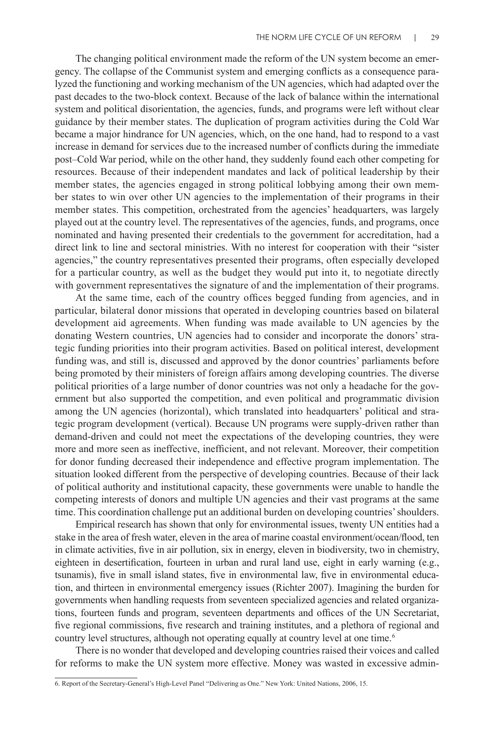The changing political environment made the reform of the UN system become an emergency. The collapse of the Communist system and emerging conflicts as a consequence paralyzed the functioning and working mechanism of the UN agencies, which had adapted over the past decades to the two-block context. Because of the lack of balance within the international system and political disorientation, the agencies, funds, and programs were left without clear guidance by their member states. The duplication of program activities during the Cold War became a major hindrance for UN agencies, which, on the one hand, had to respond to a vast increase in demand for services due to the increased number of conflicts during the immediate post–Cold War period, while on the other hand, they suddenly found each other competing for resources. Because of their independent mandates and lack of political leadership by their member states, the agencies engaged in strong political lobbying among their own member states to win over other UN agencies to the implementation of their programs in their member states. This competition, orchestrated from the agencies' headquarters, was largely played out at the country level. The representatives of the agencies, funds, and programs, once nominated and having presented their credentials to the government for accreditation, had a direct link to line and sectoral ministries. With no interest for cooperation with their "sister agencies," the country representatives presented their programs, often especially developed for a particular country, as well as the budget they would put into it, to negotiate directly with government representatives the signature of and the implementation of their programs.

At the same time, each of the country offices begged funding from agencies, and in particular, bilateral donor missions that operated in developing countries based on bilateral development aid agreements. When funding was made available to UN agencies by the donating Western countries, UN agencies had to consider and incorporate the donors' strategic funding priorities into their program activities. Based on political interest, development funding was, and still is, discussed and approved by the donor countries' parliaments before being promoted by their ministers of foreign affairs among developing countries. The diverse political priorities of a large number of donor countries was not only a headache for the government but also supported the competition, and even political and programmatic division among the UN agencies (horizontal), which translated into headquarters' political and strategic program development (vertical). Because UN programs were supply-driven rather than demand-driven and could not meet the expectations of the developing countries, they were more and more seen as ineffective, inefficient, and not relevant. Moreover, their competition for donor funding decreased their independence and effective program implementation. The situation looked different from the perspective of developing countries. Because of their lack of political authority and institutional capacity, these governments were unable to handle the competing interests of donors and multiple UN agencies and their vast programs at the same time. This coordination challenge put an additional burden on developing countries' shoulders.

Empirical research has shown that only for environmental issues, twenty UN entities had a stake in the area of fresh water, eleven in the area of marine coastal environment/ocean/flood, ten in climate activities, five in air pollution, six in energy, eleven in biodiversity, two in chemistry, eighteen in desertification, fourteen in urban and rural land use, eight in early warning (e.g., tsunamis), five in small island states, five in environmental law, five in environmental education, and thirteen in environmental emergency issues (Richter 2007). Imagining the burden for governments when handling requests from seventeen specialized agencies and related organizations, fourteen funds and program, seventeen departments and offices of the UN Secretariat, five regional commissions, five research and training institutes, and a plethora of regional and country level structures, although not operating equally at country level at one time.[6]

There is no wonder that developed and developing countries raised their voices and called for reforms to make the UN system more effective. Money was wasted in excessive admin-

6. Report of the Secretary-General's High-Level Panel "Delivering as One." New York: United Nations, 2006, 15.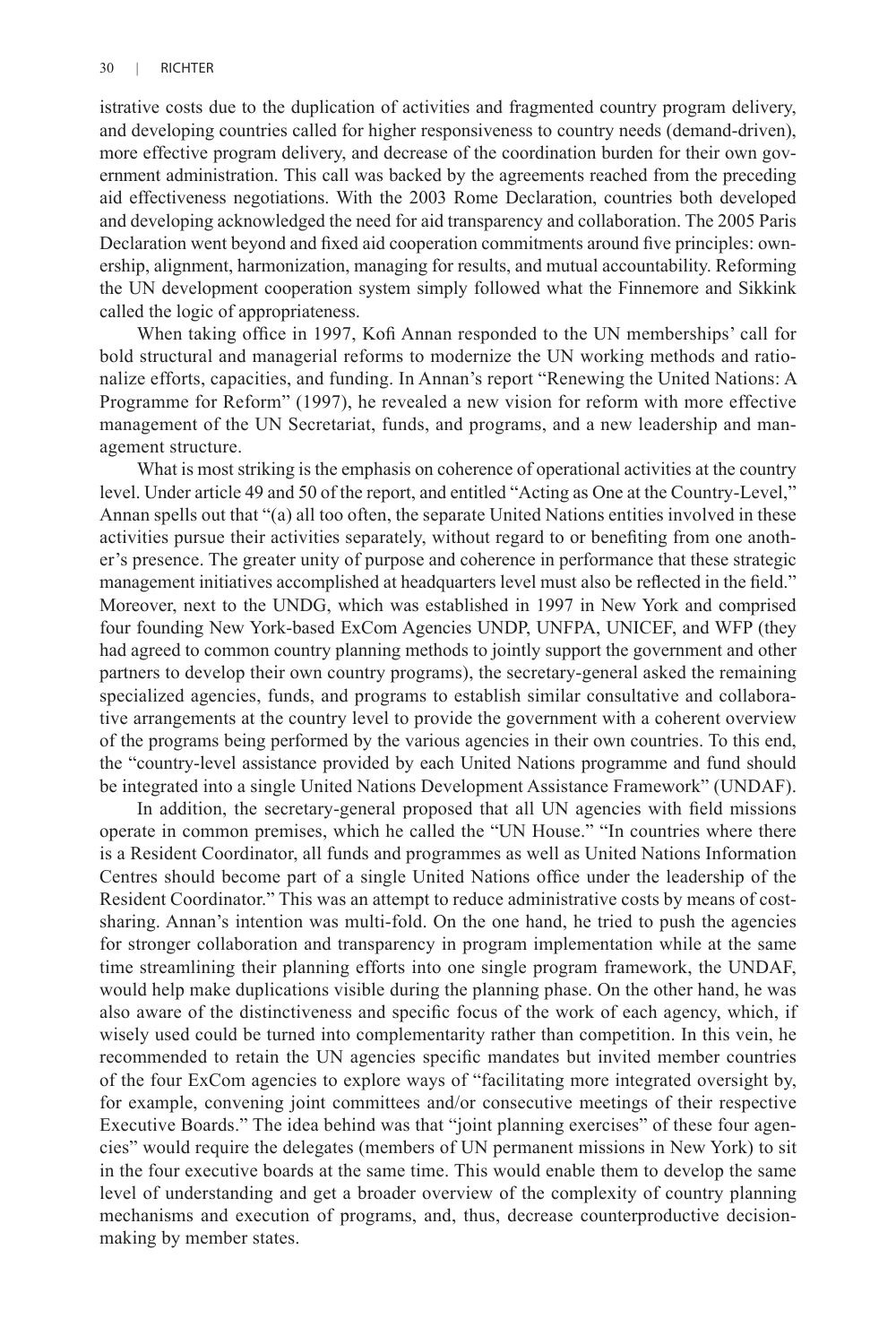istrative costs due to the duplication of activities and fragmented country program delivery, and developing countries called for higher responsiveness to country needs (demand-driven), more effective program delivery, and decrease of the coordination burden for their own government administration. This call was backed by the agreements reached from the preceding aid effectiveness negotiations. With the 2003 Rome Declaration, countries both developed and developing acknowledged the need for aid transparency and collaboration. The 2005 Paris Declaration went beyond and fixed aid cooperation commitments around five principles: ownership, alignment, harmonization, managing for results, and mutual accountability. Reforming the UN development cooperation system simply followed what the Finnemore and Sikkink called the logic of appropriateness.

When taking office in 1997, Kofi Annan responded to the UN memberships' call for bold structural and managerial reforms to modernize the UN working methods and rationalize efforts, capacities, and funding. In Annan's report "Renewing the United Nations: A Programme for Reform" (1997), he revealed a new vision for reform with more effective management of the UN Secretariat, funds, and programs, and a new leadership and management structure.

What is most striking is the emphasis on coherence of operational activities at the country level. Under article 49 and 50 of the report, and entitled "Acting as One at the Country-Level," Annan spells out that "(a) all too often, the separate United Nations entities involved in these activities pursue their activities separately, without regard to or benefiting from one another's presence. The greater unity of purpose and coherence in performance that these strategic management initiatives accomplished at headquarters level must also be reflected in the field." Moreover, next to the UNDG, which was established in 1997 in New York and comprised four founding New York-based ExCom Agencies UNDP, UNFPA, UNICEF, and WFP (they had agreed to common country planning methods to jointly support the government and other partners to develop their own country programs), the secretary-general asked the remaining specialized agencies, funds, and programs to establish similar consultative and collaborative arrangements at the country level to provide the government with a coherent overview of the programs being performed by the various agencies in their own countries. To this end, the "country-level assistance provided by each United Nations programme and fund should be integrated into a single United Nations Development Assistance Framework" (UNDAF).

In addition, the secretary-general proposed that all UN agencies with field missions operate in common premises, which he called the "UN House." "In countries where there is a Resident Coordinator, all funds and programmes as well as United Nations Information Centres should become part of a single United Nations office under the leadership of the Resident Coordinator." This was an attempt to reduce administrative costs by means of cost-sharing. Annan's intention was multi-fold. On the one hand, he tried to push the agencies for stronger collaboration and transparency in program implementation while at the same time streamlining their planning efforts into one single program framework, the UNDAF, would help make duplications visible during the planning phase. On the other hand, he was also aware of the distinctiveness and specific focus of the work of each agency, which, if wisely used could be turned into complementarity rather than competition. In this vein, he recommended to retain the UN agencies specific mandates but invited member countries of the four ExCom agencies to explore ways of "facilitating more integrated oversight by, for example, convening joint committees and/or consecutive meetings of their respective Executive Boards." The idea behind was that "joint planning exercises" of these four agencies" would require the delegates (members of UN permanent missions in New York) to sit in the four executive boards at the same time. This would enable them to develop the same level of understanding and get a broader overview of the complexity of country planning mechanisms and execution of programs, and, thus, decrease counterproductive decision-making by member states.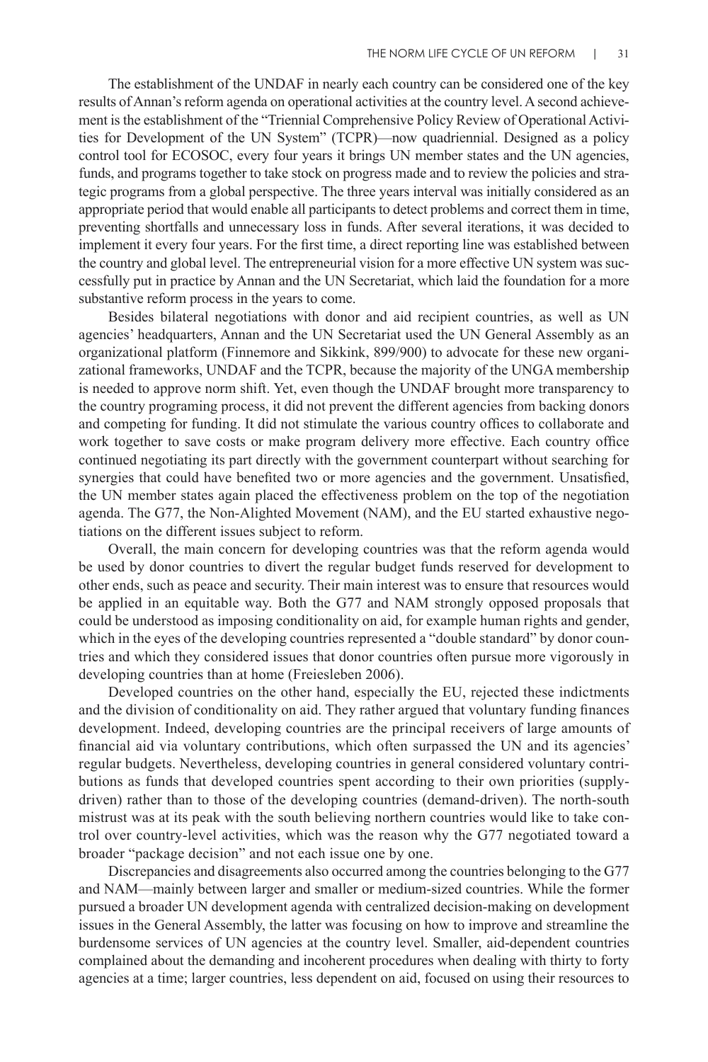The establishment of the UNDAF in nearly each country can be considered one of the key results of Annan's reform agenda on operational activities at the country level. A second achievement is the establishment of the "Triennial Comprehensive Policy Review of Operational Activities for Development of the UN System" (TCPR)—now quadriennial. Designed as a policy control tool for ECOSOC, every four years it brings UN member states and the UN agencies, funds, and programs together to take stock on progress made and to review the policies and strategic programs from a global perspective. The three years interval was initially considered as an appropriate period that would enable all participants to detect problems and correct them in time, preventing shortfalls and unnecessary loss in funds. After several iterations, it was decided to implement it every four years. For the first time, a direct reporting line was established between the country and global level. The entrepreneurial vision for a more effective UN system was successfully put in practice by Annan and the UN Secretariat, which laid the foundation for a more substantive reform process in the years to come.

Besides bilateral negotiations with donor and aid recipient countries, as well as UN agencies' headquarters, Annan and the UN Secretariat used the UN General Assembly as an organizational platform (Finnemore and Sikkink, 899/900) to advocate for these new organizational frameworks, UNDAF and the TCPR, because the majority of the UNGA membership is needed to approve norm shift. Yet, even though the UNDAF brought more transparency to the country programing process, it did not prevent the different agencies from backing donors and competing for funding. It did not stimulate the various country offices to collaborate and work together to save costs or make program delivery more effective. Each country office continued negotiating its part directly with the government counterpart without searching for synergies that could have benefited two or more agencies and the government. Unsatisfied, the UN member states again placed the effectiveness problem on the top of the negotiation agenda. The G77, the Non-Alighted Movement (NAM), and the EU started exhaustive negotiations on the different issues subject to reform.

Overall, the main concern for developing countries was that the reform agenda would be used by donor countries to divert the regular budget funds reserved for development to other ends, such as peace and security. Their main interest was to ensure that resources would be applied in an equitable way. Both the G77 and NAM strongly opposed proposals that could be understood as imposing conditionality on aid, for example human rights and gender, which in the eyes of the developing countries represented a "double standard" by donor countries and which they considered issues that donor countries often pursue more vigorously in developing countries than at home (Freiesleben 2006).

Developed countries on the other hand, especially the EU, rejected these indictments and the division of conditionality on aid. They rather argued that voluntary funding finances development. Indeed, developing countries are the principal receivers of large amounts of financial aid via voluntary contributions, which often surpassed the UN and its agencies' regular budgets. Nevertheless, developing countries in general considered voluntary contributions as funds that developed countries spent according to their own priorities (supply-driven) rather than to those of the developing countries (demand-driven). The north-south mistrust was at its peak with the south believing northern countries would like to take control over country-level activities, which was the reason why the G77 negotiated toward a broader "package decision" and not each issue one by one.

Discrepancies and disagreements also occurred among the countries belonging to the G77 and NAM—mainly between larger and smaller or medium-sized countries. While the former pursued a broader UN development agenda with centralized decision-making on development issues in the General Assembly, the latter was focusing on how to improve and streamline the burdensome services of UN agencies at the country level. Smaller, aid-dependent countries complained about the demanding and incoherent procedures when dealing with thirty to forty agencies at a time; larger countries, less dependent on aid, focused on using their resources to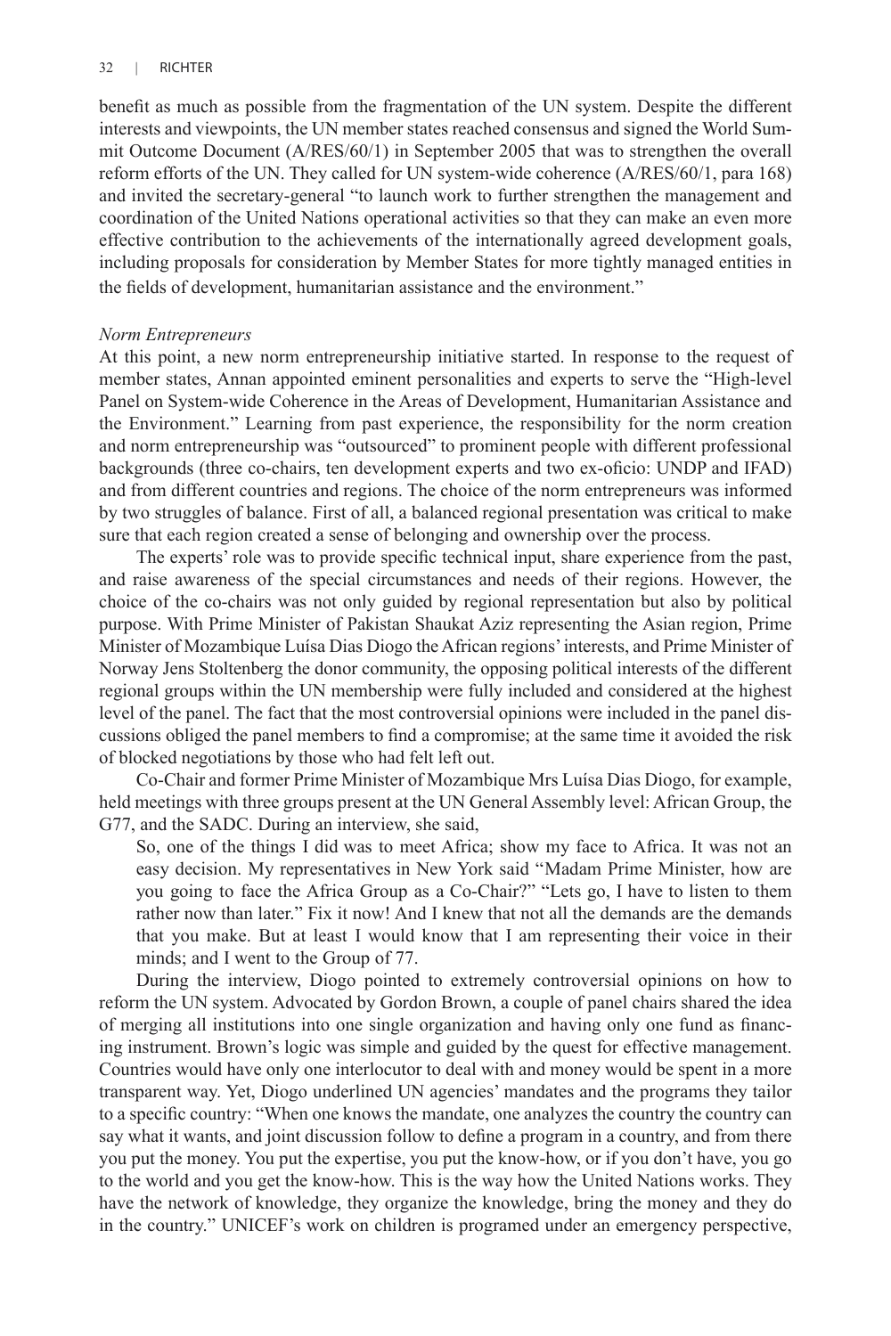benefit as much as possible from the fragmentation of the UN system. Despite the different interests and viewpoints, the UN member states reached consensus and signed the World Summit Outcome Document (A/RES/60/1) in September 2005 that was to strengthen the overall reform efforts of the UN. They called for UN system-wide coherence (A/RES/60/1, para 168) and invited the secretary-general "to launch work to further strengthen the management and coordination of the United Nations operational activities so that they can make an even more effective contribution to the achievements of the internationally agreed development goals, including proposals for consideration by Member States for more tightly managed entities in the fields of development, humanitarian assistance and the environment."

*Norm Entrepreneurs*

At this point, a new norm entrepreneurship initiative started. In response to the request of member states, Annan appointed eminent personalities and experts to serve the "High-level Panel on System-wide Coherence in the Areas of Development, Humanitarian Assistance and the Environment." Learning from past experience, the responsibility for the norm creation and norm entrepreneurship was "outsourced" to prominent people with different professional backgrounds (three co-chairs, ten development experts and two ex-oficio: UNDP and IFAD) and from different countries and regions. The choice of the norm entrepreneurs was informed by two struggles of balance. First of all, a balanced regional presentation was critical to make sure that each region created a sense of belonging and ownership over the process.

The experts' role was to provide specific technical input, share experience from the past, and raise awareness of the special circumstances and needs of their regions. However, the choice of the co-chairs was not only guided by regional representation but also by political purpose. With Prime Minister of Pakistan Shaukat Aziz representing the Asian region, Prime Minister of Mozambique Luísa Dias Diogo the African regions' interests, and Prime Minister of Norway Jens Stoltenberg the donor community, the opposing political interests of the different regional groups within the UN membership were fully included and considered at the highest level of the panel. The fact that the most controversial opinions were included in the panel discussions obliged the panel members to find a compromise; at the same time it avoided the risk of blocked negotiations by those who had felt left out.

Co-Chair and former Prime Minister of Mozambique Mrs Luísa Dias Diogo, for example, held meetings with three groups present at the UN General Assembly level: African Group, the G77, and the SADC. During an interview, she said,

> So, one of the things I did was to meet Africa; show my face to Africa. It was not an easy decision. My representatives in New York said "Madam Prime Minister, how are you going to face the Africa Group as a Co-Chair?" "Lets go, I have to listen to them rather now than later." Fix it now! And I knew that not all the demands are the demands that you make. But at least I would know that I am representing their voice in their minds; and I went to the Group of 77.

During the interview, Diogo pointed to extremely controversial opinions on how to reform the UN system. Advocated by Gordon Brown, a couple of panel chairs shared the idea of merging all institutions into one single organization and having only one fund as financing instrument. Brown's logic was simple and guided by the quest for effective management. Countries would have only one interlocutor to deal with and money would be spent in a more transparent way. Yet, Diogo underlined UN agencies' mandates and the programs they tailor to a specific country: "When one knows the mandate, one analyzes the country the country can say what it wants, and joint discussion follow to define a program in a country, and from there you put the money. You put the expertise, you put the know-how, or if you don't have, you go to the world and you get the know-how. This is the way how the United Nations works. They have the network of knowledge, they organize the knowledge, bring the money and they do in the country." UNICEF's work on children is programed under an emergency perspective,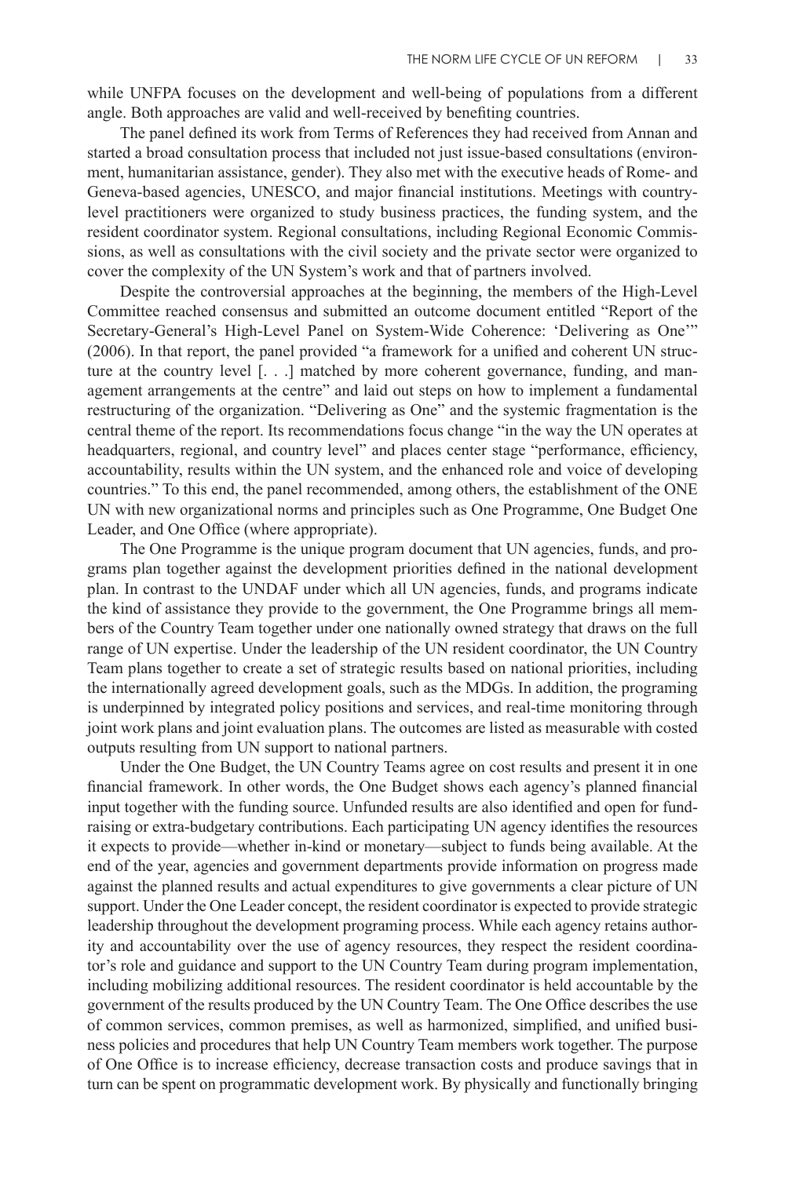while UNFPA focuses on the development and well-being of populations from a different angle. Both approaches are valid and well-received by benefiting countries.

The panel defined its work from Terms of References they had received from Annan and started a broad consultation process that included not just issue-based consultations (environment, humanitarian assistance, gender). They also met with the executive heads of Rome- and Geneva-based agencies, UNESCO, and major financial institutions. Meetings with country-level practitioners were organized to study business practices, the funding system, and the resident coordinator system. Regional consultations, including Regional Economic Commissions, as well as consultations with the civil society and the private sector were organized to cover the complexity of the UN System's work and that of partners involved.

Despite the controversial approaches at the beginning, the members of the High-Level Committee reached consensus and submitted an outcome document entitled "Report of the Secretary-General's High-Level Panel on System-Wide Coherence: 'Delivering as One'" (2006). In that report, the panel provided "a framework for a unified and coherent UN structure at the country level [. . .] matched by more coherent governance, funding, and management arrangements at the centre" and laid out steps on how to implement a fundamental restructuring of the organization. "Delivering as One" and the systemic fragmentation is the central theme of the report. Its recommendations focus change "in the way the UN operates at headquarters, regional, and country level" and places center stage "performance, efficiency, accountability, results within the UN system, and the enhanced role and voice of developing countries." To this end, the panel recommended, among others, the establishment of the ONE UN with new organizational norms and principles such as One Programme, One Budget One Leader, and One Office (where appropriate).

The One Programme is the unique program document that UN agencies, funds, and programs plan together against the development priorities defined in the national development plan. In contrast to the UNDAF under which all UN agencies, funds, and programs indicate the kind of assistance they provide to the government, the One Programme brings all members of the Country Team together under one nationally owned strategy that draws on the full range of UN expertise. Under the leadership of the UN resident coordinator, the UN Country Team plans together to create a set of strategic results based on national priorities, including the internationally agreed development goals, such as the MDGs. In addition, the programing is underpinned by integrated policy positions and services, and real-time monitoring through joint work plans and joint evaluation plans. The outcomes are listed as measurable with costed outputs resulting from UN support to national partners.

Under the One Budget, the UN Country Teams agree on cost results and present it in one financial framework. In other words, the One Budget shows each agency's planned financial input together with the funding source. Unfunded results are also identified and open for fundraising or extra-budgetary contributions. Each participating UN agency identifies the resources it expects to provide—whether in-kind or monetary—subject to funds being available. At the end of the year, agencies and government departments provide information on progress made against the planned results and actual expenditures to give governments a clear picture of UN support. Under the One Leader concept, the resident coordinator is expected to provide strategic leadership throughout the development programing process. While each agency retains authority and accountability over the use of agency resources, they respect the resident coordinator's role and guidance and support to the UN Country Team during program implementation, including mobilizing additional resources. The resident coordinator is held accountable by the government of the results produced by the UN Country Team. The One Office describes the use of common services, common premises, as well as harmonized, simplified, and unified business policies and procedures that help UN Country Team members work together. The purpose of One Office is to increase efficiency, decrease transaction costs and produce savings that in turn can be spent on programmatic development work. By physically and functionally bringing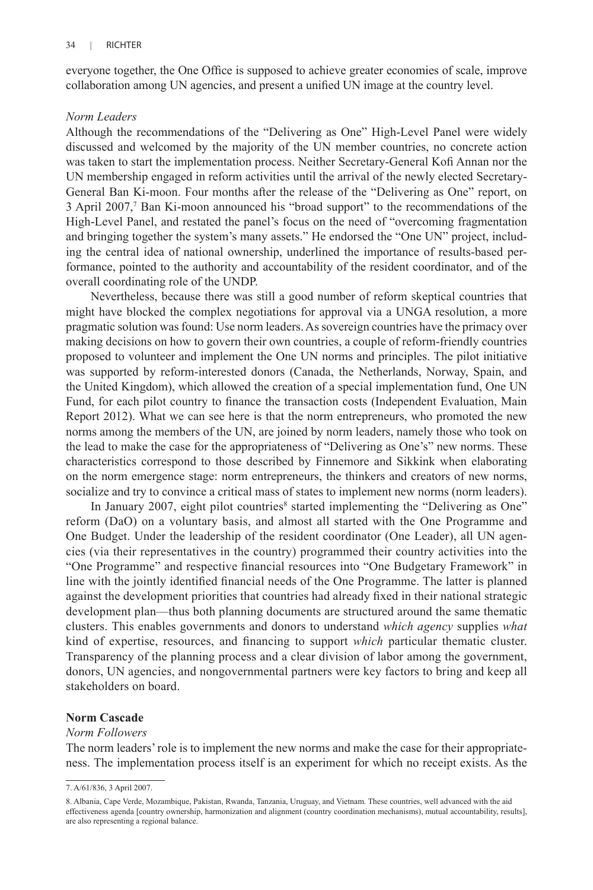everyone together, the One Office is supposed to achieve greater economies of scale, improve collaboration among UN agencies, and present a unified UN image at the country level.

*Norm Leaders*

Although the recommendations of the "Delivering as One" High-Level Panel were widely discussed and welcomed by the majority of the UN member countries, no concrete action was taken to start the implementation process. Neither Secretary-General Kofi Annan nor the UN membership engaged in reform activities until the arrival of the newly elected Secretary-General Ban Ki-moon. Four months after the release of the "Delivering as One" report, on 3 April 2007,[7] Ban Ki-moon announced his "broad support" to the recommendations of the High-Level Panel, and restated the panel's focus on the need of "overcoming fragmentation and bringing together the system's many assets." He endorsed the "One UN" project, including the central idea of national ownership, underlined the importance of results-based performance, pointed to the authority and accountability of the resident coordinator, and of the overall coordinating role of the UNDP.

Nevertheless, because there was still a good number of reform skeptical countries that might have blocked the complex negotiations for approval via a UNGA resolution, a more pragmatic solution was found: Use norm leaders. As sovereign countries have the primacy over making decisions on how to govern their own countries, a couple of reform-friendly countries proposed to volunteer and implement the One UN norms and principles. The pilot initiative was supported by reform-interested donors (Canada, the Netherlands, Norway, Spain, and the United Kingdom), which allowed the creation of a special implementation fund, One UN Fund, for each pilot country to finance the transaction costs (Independent Evaluation, Main Report 2012). What we can see here is that the norm entrepreneurs, who promoted the new norms among the members of the UN, are joined by norm leaders, namely those who took on the lead to make the case for the appropriateness of "Delivering as One's" new norms. These characteristics correspond to those described by Finnemore and Sikkink when elaborating on the norm emergence stage: norm entrepreneurs, the thinkers and creators of new norms, socialize and try to convince a critical mass of states to implement new norms (norm leaders).

In January 2007, eight pilot countries[8] started implementing the "Delivering as One" reform (DaO) on a voluntary basis, and almost all started with the One Programme and One Budget. Under the leadership of the resident coordinator (One Leader), all UN agencies (via their representatives in the country) programmed their country activities into the "One Programme" and respective financial resources into "One Budgetary Framework" in line with the jointly identified financial needs of the One Programme. The latter is planned against the development priorities that countries had already fixed in their national strategic development plan—thus both planning documents are structured around the same thematic clusters. This enables governments and donors to understand *which agency* supplies *what* kind of expertise, resources, and financing to support *which* particular thematic cluster. Transparency of the planning process and a clear division of labor among the government, donors, UN agencies, and nongovernmental partners were key factors to bring and keep all stakeholders on board.

**Norm Cascade**

*Norm Followers*

The norm leaders' role is to implement the new norms and make the case for their appropriateness. The implementation process itself is an experiment for which no receipt exists. As the

7. A/61/836, 3 April 2007.

8. Albania, Cape Verde, Mozambique, Pakistan, Rwanda, Tanzania, Uruguay, and Vietnam. These countries, well advanced with the aid effectiveness agenda [country ownership, harmonization and alignment (country coordination mechanisms), mutual accountability, results], are also representing a regional balance.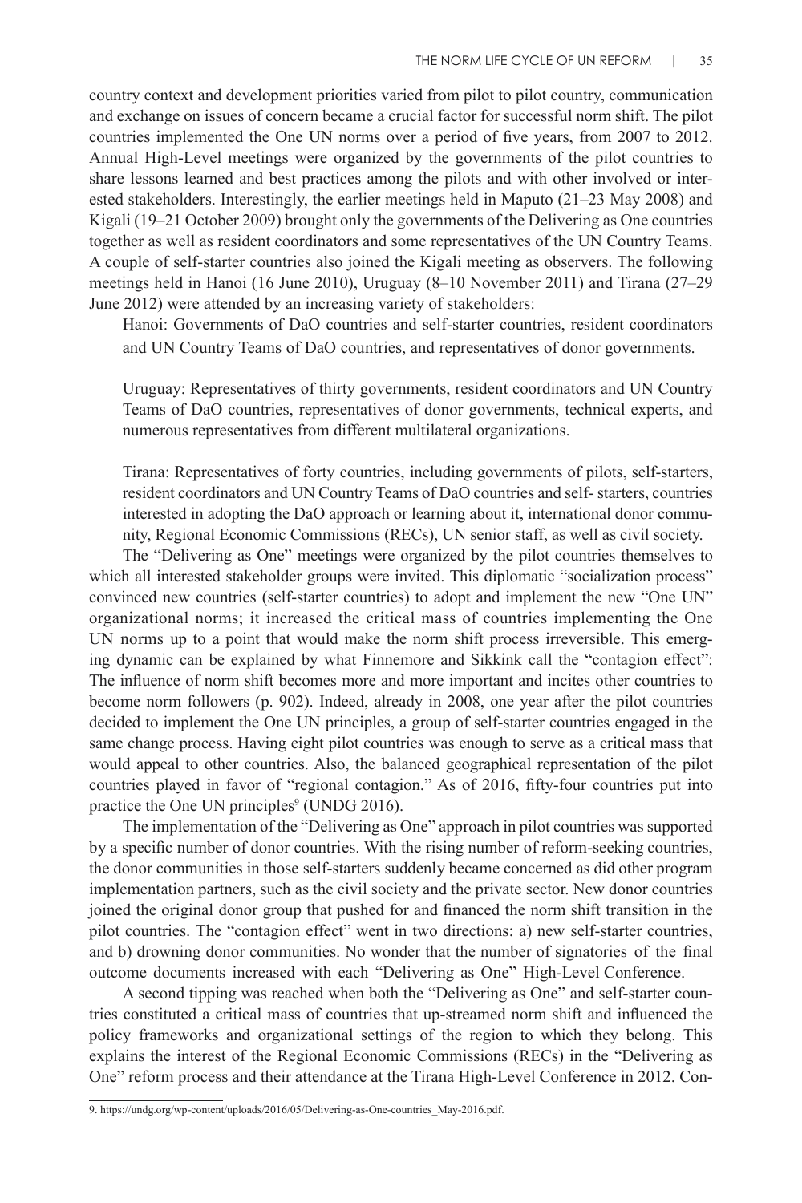country context and development priorities varied from pilot to pilot country, communication and exchange on issues of concern became a crucial factor for successful norm shift. The pilot countries implemented the One UN norms over a period of five years, from 2007 to 2012. Annual High-Level meetings were organized by the governments of the pilot countries to share lessons learned and best practices among the pilots and with other involved or interested stakeholders. Interestingly, the earlier meetings held in Maputo (21–23 May 2008) and Kigali (19–21 October 2009) brought only the governments of the Delivering as One countries together as well as resident coordinators and some representatives of the UN Country Teams. A couple of self-starter countries also joined the Kigali meeting as observers. The following meetings held in Hanoi (16 June 2010), Uruguay (8–10 November 2011) and Tirana (27–29 June 2012) were attended by an increasing variety of stakeholders:

> Hanoi: Governments of DaO countries and self-starter countries, resident coordinators and UN Country Teams of DaO countries, and representatives of donor governments.
>
> Uruguay: Representatives of thirty governments, resident coordinators and UN Country Teams of DaO countries, representatives of donor governments, technical experts, and numerous representatives from different multilateral organizations.
>
> Tirana: Representatives of forty countries, including governments of pilots, self-starters, resident coordinators and UN Country Teams of DaO countries and self- starters, countries interested in adopting the DaO approach or learning about it, international donor community, Regional Economic Commissions (RECs), UN senior staff, as well as civil society.

The "Delivering as One" meetings were organized by the pilot countries themselves to which all interested stakeholder groups were invited. This diplomatic "socialization process" convinced new countries (self-starter countries) to adopt and implement the new "One UN" organizational norms; it increased the critical mass of countries implementing the One UN norms up to a point that would make the norm shift process irreversible. This emerging dynamic can be explained by what Finnemore and Sikkink call the "contagion effect": The influence of norm shift becomes more and more important and incites other countries to become norm followers (p. 902). Indeed, already in 2008, one year after the pilot countries decided to implement the One UN principles, a group of self-starter countries engaged in the same change process. Having eight pilot countries was enough to serve as a critical mass that would appeal to other countries. Also, the balanced geographical representation of the pilot countries played in favor of "regional contagion." As of 2016, fifty-four countries put into practice the One UN principles[9] (UNDG 2016).

The implementation of the "Delivering as One" approach in pilot countries was supported by a specific number of donor countries. With the rising number of reform-seeking countries, the donor communities in those self-starters suddenly became concerned as did other program implementation partners, such as the civil society and the private sector. New donor countries joined the original donor group that pushed for and financed the norm shift transition in the pilot countries. The "contagion effect" went in two directions: a) new self-starter countries, and b) drowning donor communities. No wonder that the number of signatories of the final outcome documents increased with each "Delivering as One" High-Level Conference.

A second tipping was reached when both the "Delivering as One" and self-starter countries constituted a critical mass of countries that up-streamed norm shift and influenced the policy frameworks and organizational settings of the region to which they belong. This explains the interest of the Regional Economic Commissions (RECs) in the "Delivering as One" reform process and their attendance at the Tirana High-Level Conference in 2012. Con-

9. https://undg.org/wp-content/uploads/2016/05/Delivering-as-One-countries_May-2016.pdf.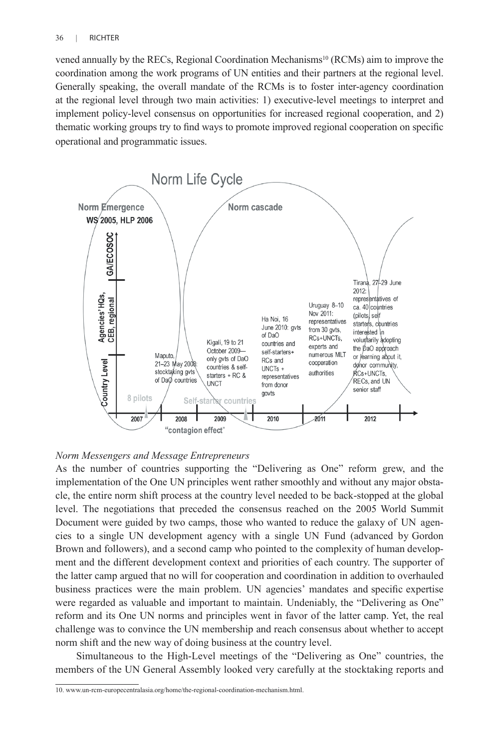vened annually by the RECs, Regional Coordination Mechanisms[10] (RCMs) aim to improve the coordination among the work programs of UN entities and their partners at the regional level. Generally speaking, the overall mandate of the RCMs is to foster inter-agency coordination at the regional level through two main activities: 1) executive-level meetings to interpret and implement policy-level consensus on opportunities for increased regional cooperation, and 2) thematic working groups try to find ways to promote improved regional cooperation on specific operational and programmatic issues.

Norm Life Cycle

**Norm Emergence**
**WS 2005, HLP 2006**

**Norm cascade**

**GA/ECOSOC**

**Agencies' HQs, CEB, regional**

**Country Level**

**8 pilots**

**Self-starter countries**

Maputo, 21–23 May 2008: stocktaking gvts of DaO countries

Kigali, 19 to 21 October 2009—only gvts of DaO countries & self-starters + RC & UNCT

Ha Noi, 16 June 2010: gvts of DaO countries and self-starters+ RCs and UNCTs + representatives from donor govts

Uruguay 8–10 Nov 2011: representatives from 30 gvts, RCs+UNCTs, experts and numerous MLT cooperation authorities

Tirana, 27–29 June 2012: representatives of ca. 40 countries (pilots, self starters, countries interested in voluntarily adopting the DaO approach or learning about it, donor community, RCs+UNCTs, RECs, and UN senior staff

2007 | 2008 | 2009 | 2010 | 2011 | 2012

**"contagion effect"**

*Norm Messengers and Message Entrepreneurs*

As the number of countries supporting the "Delivering as One" reform grew, and the implementation of the One UN principles went rather smoothly and without any major obstacle, the entire norm shift process at the country level needed to be back-stopped at the global level. The negotiations that preceded the consensus reached on the 2005 World Summit Document were guided by two camps, those who wanted to reduce the galaxy of UN agencies to a single UN development agency with a single UN Fund (advanced by Gordon Brown and followers), and a second camp who pointed to the complexity of human development and the different development context and priorities of each country. The supporter of the latter camp argued that no will for cooperation and coordination in addition to overhauled business practices were the main problem. UN agencies' mandates and specific expertise were regarded as valuable and important to maintain. Undeniably, the "Delivering as One" reform and its One UN norms and principles went in favor of the latter camp. Yet, the real challenge was to convince the UN membership and reach consensus about whether to accept norm shift and the new way of doing business at the country level.

Simultaneous to the High-Level meetings of the "Delivering as One" countries, the members of the UN General Assembly looked very carefully at the stocktaking reports and

10. www.un-rcm-europecentralasia.org/home/the-regional-coordination-mechanism.html.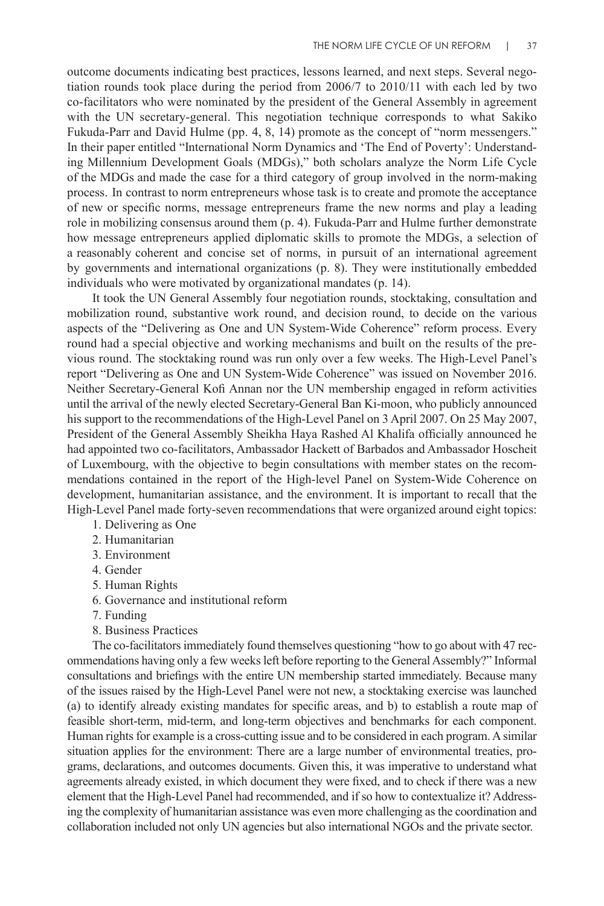outcome documents indicating best practices, lessons learned, and next steps. Several negotiation rounds took place during the period from 2006/7 to 2010/11 with each led by two co-facilitators who were nominated by the president of the General Assembly in agreement with the UN secretary-general. This negotiation technique corresponds to what Sakiko Fukuda-Parr and David Hulme (pp. 4, 8, 14) promote as the concept of "norm messengers." In their paper entitled "International Norm Dynamics and 'The End of Poverty': Understanding Millennium Development Goals (MDGs)," both scholars analyze the Norm Life Cycle of the MDGs and made the case for a third category of group involved in the norm-making process. In contrast to norm entrepreneurs whose task is to create and promote the acceptance of new or specific norms, message entrepreneurs frame the new norms and play a leading role in mobilizing consensus around them (p. 4). Fukuda-Parr and Hulme further demonstrate how message entrepreneurs applied diplomatic skills to promote the MDGs, a selection of a reasonably coherent and concise set of norms, in pursuit of an international agreement by governments and international organizations (p. 8). They were institutionally embedded individuals who were motivated by organizational mandates (p. 14).

It took the UN General Assembly four negotiation rounds, stocktaking, consultation and mobilization round, substantive work round, and decision round, to decide on the various aspects of the "Delivering as One and UN System-Wide Coherence" reform process. Every round had a special objective and working mechanisms and built on the results of the previous round. The stocktaking round was run only over a few weeks. The High-Level Panel's report "Delivering as One and UN System-Wide Coherence" was issued on November 2016. Neither Secretary-General Kofi Annan nor the UN membership engaged in reform activities until the arrival of the newly elected Secretary-General Ban Ki-moon, who publicly announced his support to the recommendations of the High-Level Panel on 3 April 2007. On 25 May 2007, President of the General Assembly Sheikha Haya Rashed Al Khalifa officially announced he had appointed two co-facilitators, Ambassador Hackett of Barbados and Ambassador Hoscheit of Luxembourg, with the objective to begin consultations with member states on the recommendations contained in the report of the High-level Panel on System-Wide Coherence on development, humanitarian assistance, and the environment. It is important to recall that the High-Level Panel made forty-seven recommendations that were organized around eight topics:

1. Delivering as One
2. Humanitarian
3. Environment
4. Gender
5. Human Rights
6. Governance and institutional reform
7. Funding
8. Business Practices

The co-facilitators immediately found themselves questioning "how to go about with 47 recommendations having only a few weeks left before reporting to the General Assembly?" Informal consultations and briefings with the entire UN membership started immediately. Because many of the issues raised by the High-Level Panel were not new, a stocktaking exercise was launched (a) to identify already existing mandates for specific areas, and b) to establish a route map of feasible short-term, mid-term, and long-term objectives and benchmarks for each component. Human rights for example is a cross-cutting issue and to be considered in each program. A similar situation applies for the environment: There are a large number of environmental treaties, programs, declarations, and outcomes documents. Given this, it was imperative to understand what agreements already existed, in which document they were fixed, and to check if there was a new element that the High-Level Panel had recommended, and if so how to contextualize it? Addressing the complexity of humanitarian assistance was even more challenging as the coordination and collaboration included not only UN agencies but also international NGOs and the private sector.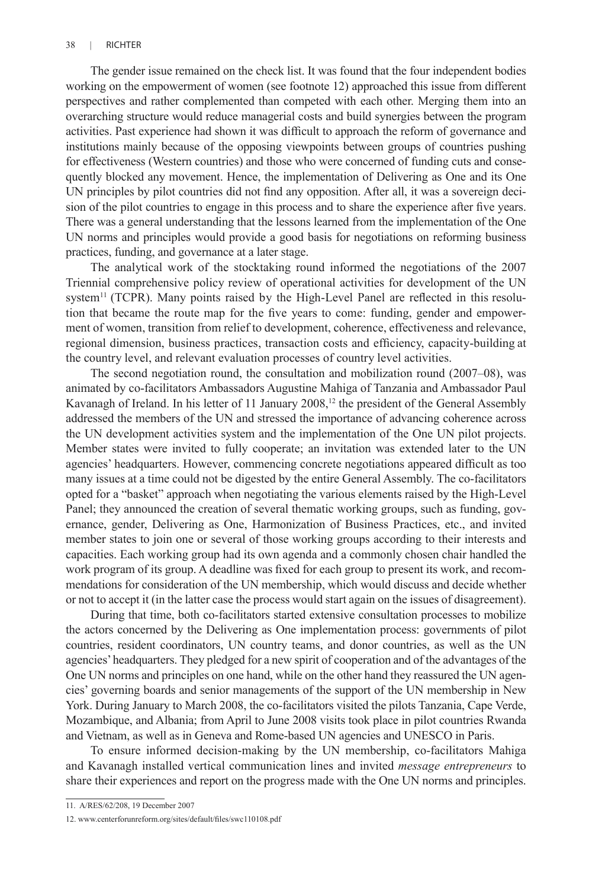The gender issue remained on the check list. It was found that the four independent bodies working on the empowerment of women (see footnote 12) approached this issue from different perspectives and rather complemented than competed with each other. Merging them into an overarching structure would reduce managerial costs and build synergies between the program activities. Past experience had shown it was difficult to approach the reform of governance and institutions mainly because of the opposing viewpoints between groups of countries pushing for effectiveness (Western countries) and those who were concerned of funding cuts and consequently blocked any movement. Hence, the implementation of Delivering as One and its One UN principles by pilot countries did not find any opposition. After all, it was a sovereign decision of the pilot countries to engage in this process and to share the experience after five years. There was a general understanding that the lessons learned from the implementation of the One UN norms and principles would provide a good basis for negotiations on reforming business practices, funding, and governance at a later stage.

The analytical work of the stocktaking round informed the negotiations of the 2007 Triennial comprehensive policy review of operational activities for development of the UN system[11] (TCPR). Many points raised by the High-Level Panel are reflected in this resolution that became the route map for the five years to come: funding, gender and empowerment of women, transition from relief to development, coherence, effectiveness and relevance, regional dimension, business practices, transaction costs and efficiency, capacity-building at the country level, and relevant evaluation processes of country level activities.

The second negotiation round, the consultation and mobilization round (2007–08), was animated by co-facilitators Ambassadors Augustine Mahiga of Tanzania and Ambassador Paul Kavanagh of Ireland. In his letter of 11 January 2008,[12] the president of the General Assembly addressed the members of the UN and stressed the importance of advancing coherence across the UN development activities system and the implementation of the One UN pilot projects. Member states were invited to fully cooperate; an invitation was extended later to the UN agencies' headquarters. However, commencing concrete negotiations appeared difficult as too many issues at a time could not be digested by the entire General Assembly. The co-facilitators opted for a "basket" approach when negotiating the various elements raised by the High-Level Panel; they announced the creation of several thematic working groups, such as funding, governance, gender, Delivering as One, Harmonization of Business Practices, etc., and invited member states to join one or several of those working groups according to their interests and capacities. Each working group had its own agenda and a commonly chosen chair handled the work program of its group. A deadline was fixed for each group to present its work, and recommendations for consideration of the UN membership, which would discuss and decide whether or not to accept it (in the latter case the process would start again on the issues of disagreement).

During that time, both co-facilitators started extensive consultation processes to mobilize the actors concerned by the Delivering as One implementation process: governments of pilot countries, resident coordinators, UN country teams, and donor countries, as well as the UN agencies' headquarters. They pledged for a new spirit of cooperation and of the advantages of the One UN norms and principles on one hand, while on the other hand they reassured the UN agencies' governing boards and senior managements of the support of the UN membership in New York. During January to March 2008, the co-facilitators visited the pilots Tanzania, Cape Verde, Mozambique, and Albania; from April to June 2008 visits took place in pilot countries Rwanda and Vietnam, as well as in Geneva and Rome-based UN agencies and UNESCO in Paris.

To ensure informed decision-making by the UN membership, co-facilitators Mahiga and Kavanagh installed vertical communication lines and invited *message entrepreneurs* to share their experiences and report on the progress made with the One UN norms and principles.

11. A/RES/62/208, 19 December 2007

12. www.centerforunreform.org/sites/default/files/swc110108.pdf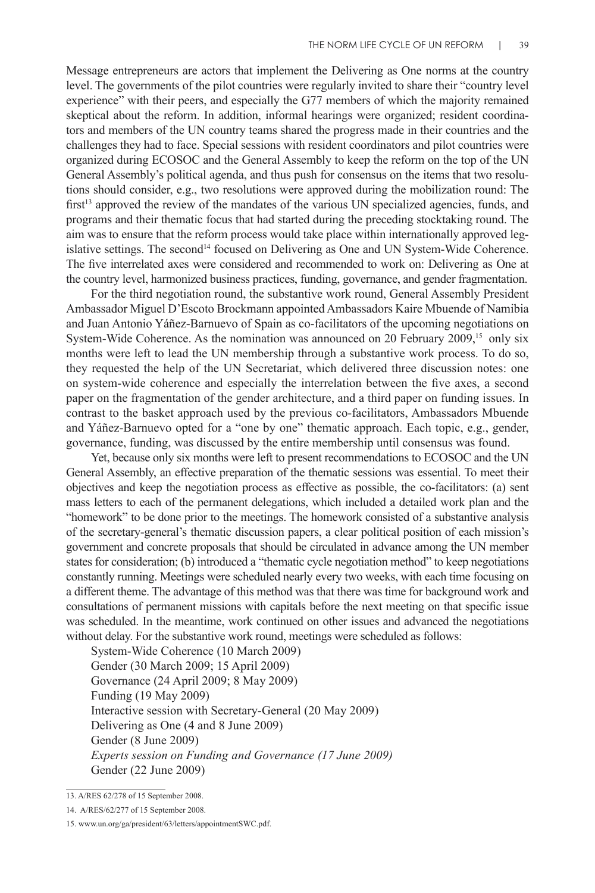Message entrepreneurs are actors that implement the Delivering as One norms at the country level. The governments of the pilot countries were regularly invited to share their "country level experience" with their peers, and especially the G77 members of which the majority remained skeptical about the reform. In addition, informal hearings were organized; resident coordinators and members of the UN country teams shared the progress made in their countries and the challenges they had to face. Special sessions with resident coordinators and pilot countries were organized during ECOSOC and the General Assembly to keep the reform on the top of the UN General Assembly's political agenda, and thus push for consensus on the items that two resolutions should consider, e.g., two resolutions were approved during the mobilization round: The first[13] approved the review of the mandates of the various UN specialized agencies, funds, and programs and their thematic focus that had started during the preceding stocktaking round. The aim was to ensure that the reform process would take place within internationally approved legislative settings. The second[14] focused on Delivering as One and UN System-Wide Coherence. The five interrelated axes were considered and recommended to work on: Delivering as One at the country level, harmonized business practices, funding, governance, and gender fragmentation.

For the third negotiation round, the substantive work round, General Assembly President Ambassador Miguel D'Escoto Brockmann appointed Ambassadors Kaire Mbuende of Namibia and Juan Antonio Yáñez-Barnuevo of Spain as co-facilitators of the upcoming negotiations on System-Wide Coherence. As the nomination was announced on 20 February 2009,[15] only six months were left to lead the UN membership through a substantive work process. To do so, they requested the help of the UN Secretariat, which delivered three discussion notes: one on system-wide coherence and especially the interrelation between the five axes, a second paper on the fragmentation of the gender architecture, and a third paper on funding issues. In contrast to the basket approach used by the previous co-facilitators, Ambassadors Mbuende and Yáñez-Barnuevo opted for a "one by one" thematic approach. Each topic, e.g., gender, governance, funding, was discussed by the entire membership until consensus was found.

Yet, because only six months were left to present recommendations to ECOSOC and the UN General Assembly, an effective preparation of the thematic sessions was essential. To meet their objectives and keep the negotiation process as effective as possible, the co-facilitators: (a) sent mass letters to each of the permanent delegations, which included a detailed work plan and the "homework" to be done prior to the meetings. The homework consisted of a substantive analysis of the secretary-general's thematic discussion papers, a clear political position of each mission's government and concrete proposals that should be circulated in advance among the UN member states for consideration; (b) introduced a "thematic cycle negotiation method" to keep negotiations constantly running. Meetings were scheduled nearly every two weeks, with each time focusing on a different theme. The advantage of this method was that there was time for background work and consultations of permanent missions with capitals before the next meeting on that specific issue was scheduled. In the meantime, work continued on other issues and advanced the negotiations without delay. For the substantive work round, meetings were scheduled as follows:

System-Wide Coherence (10 March 2009)
Gender (30 March 2009; 15 April 2009)
Governance (24 April 2009; 8 May 2009)
Funding (19 May 2009)
Interactive session with Secretary-General (20 May 2009)
Delivering as One (4 and 8 June 2009)
Gender (8 June 2009)
*Experts session on Funding and Governance (17 June 2009)*
Gender (22 June 2009)

---

13. A/RES 62/278 of 15 September 2008.

14. A/RES/62/277 of 15 September 2008.

15. www.un.org/ga/president/63/letters/appointmentSWC.pdf.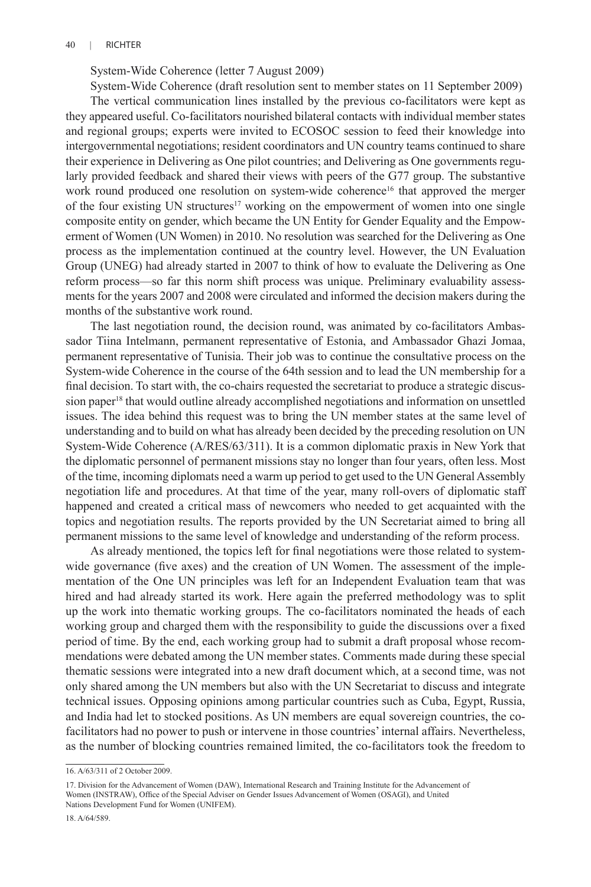System-Wide Coherence (letter 7 August 2009)

System-Wide Coherence (draft resolution sent to member states on 11 September 2009)

The vertical communication lines installed by the previous co-facilitators were kept as they appeared useful. Co-facilitators nourished bilateral contacts with individual member states and regional groups; experts were invited to ECOSOC session to feed their knowledge into intergovernmental negotiations; resident coordinators and UN country teams continued to share their experience in Delivering as One pilot countries; and Delivering as One governments regularly provided feedback and shared their views with peers of the G77 group. The substantive work round produced one resolution on system-wide coherence[16] that approved the merger of the four existing UN structures[17] working on the empowerment of women into one single composite entity on gender, which became the UN Entity for Gender Equality and the Empowerment of Women (UN Women) in 2010. No resolution was searched for the Delivering as One process as the implementation continued at the country level. However, the UN Evaluation Group (UNEG) had already started in 2007 to think of how to evaluate the Delivering as One reform process—so far this norm shift process was unique. Preliminary evaluability assessments for the years 2007 and 2008 were circulated and informed the decision makers during the months of the substantive work round.

The last negotiation round, the decision round, was animated by co-facilitators Ambassador Tiina Intelmann, permanent representative of Estonia, and Ambassador Ghazi Jomaa, permanent representative of Tunisia. Their job was to continue the consultative process on the System-wide Coherence in the course of the 64th session and to lead the UN membership for a final decision. To start with, the co-chairs requested the secretariat to produce a strategic discussion paper[18] that would outline already accomplished negotiations and information on unsettled issues. The idea behind this request was to bring the UN member states at the same level of understanding and to build on what has already been decided by the preceding resolution on UN System-Wide Coherence (A/RES/63/311). It is a common diplomatic praxis in New York that the diplomatic personnel of permanent missions stay no longer than four years, often less. Most of the time, incoming diplomats need a warm up period to get used to the UN General Assembly negotiation life and procedures. At that time of the year, many roll-overs of diplomatic staff happened and created a critical mass of newcomers who needed to get acquainted with the topics and negotiation results. The reports provided by the UN Secretariat aimed to bring all permanent missions to the same level of knowledge and understanding of the reform process.

As already mentioned, the topics left for final negotiations were those related to system-wide governance (five axes) and the creation of UN Women. The assessment of the implementation of the One UN principles was left for an Independent Evaluation team that was hired and had already started its work. Here again the preferred methodology was to split up the work into thematic working groups. The co-facilitators nominated the heads of each working group and charged them with the responsibility to guide the discussions over a fixed period of time. By the end, each working group had to submit a draft proposal whose recommendations were debated among the UN member states. Comments made during these special thematic sessions were integrated into a new draft document which, at a second time, was not only shared among the UN members but also with the UN Secretariat to discuss and integrate technical issues. Opposing opinions among particular countries such as Cuba, Egypt, Russia, and India had let to stocked positions. As UN members are equal sovereign countries, the co-facilitators had no power to push or intervene in those countries' internal affairs. Nevertheless, as the number of blocking countries remained limited, the co-facilitators took the freedom to

16. A/63/311 of 2 October 2009.

17. Division for the Advancement of Women (DAW), International Research and Training Institute for the Advancement of Women (INSTRAW), Office of the Special Adviser on Gender Issues Advancement of Women (OSAGI), and United Nations Development Fund for Women (UNIFEM).

18. A/64/589.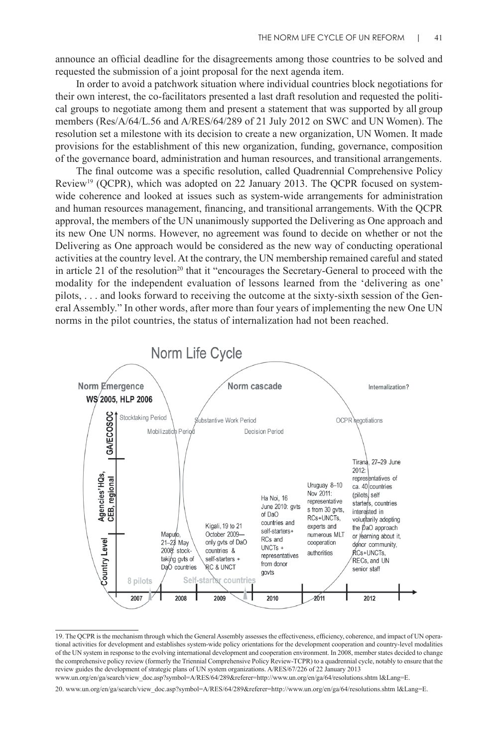announce an official deadline for the disagreements among those countries to be solved and requested the submission of a joint proposal for the next agenda item.

In order to avoid a patchwork situation where individual countries block negotiations for their own interest, the co-facilitators presented a last draft resolution and requested the political groups to negotiate among them and present a statement that was supported by all group members (Res/A/64/L.56 and A/RES/64/289 of 21 July 2012 on SWC and UN Women). The resolution set a milestone with its decision to create a new organization, UN Women. It made provisions for the establishment of this new organization, funding, governance, composition of the governance board, administration and human resources, and transitional arrangements.

The final outcome was a specific resolution, called Quadrennial Comprehensive Policy Review[19] (QCPR), which was adopted on 22 January 2013. The QCPR focused on system-wide coherence and looked at issues such as system-wide arrangements for administration and human resources management, financing, and transitional arrangements. With the QCPR approval, the members of the UN unanimously supported the Delivering as One approach and its new One UN norms. However, no agreement was found to decide on whether or not the Delivering as One approach would be considered as the new way of conducting operational activities at the country level. At the contrary, the UN membership remained careful and stated in article 21 of the resolution[20] that it "encourages the Secretary-General to proceed with the modality for the independent evaluation of lessons learned from the 'delivering as one' pilots, . . . and looks forward to receiving the outcome at the sixty-sixth session of the General Assembly." In other words, after more than four years of implementing the new One UN norms in the pilot countries, the status of internalization had not been reached.

**Norm Life Cycle**

Norm Emergence — WS 2005, HLP 2006 | Norm cascade | Internalization?

GA/ECOSOC: Stocktaking Period; Mobilization Period; Substantive Work Period; Decision Period; OCPR negotiations

Agencies' HQs, CEB, regional

Country Level:
- Maputo, 21–23 May 2008: stocktaking gvts of DaO countries
- Kigali, 19 to 21 October 2009—only gvts of DaO countries & self-starters + RC & UNCT
- Ha Noi, 16 June 2010: gvts of DaO countries and self-starters+ RCs and UNCTs + representatives from donor govts
- Uruguay 8–10 Nov 2011: representatives from 30 gvts, RCs+UNCTs, experts and numerous MLT cooperation authorities
- Tirana, 27–29 June 2012: representatives of ca. 40 countries (pilots, self starters, countries interested in voluntarily adopting the DaO approach or learning about it, donor community, RCs+UNCTs, RECs, and UN senior staff

8 pilots — Self-starter countries

2007 | 2008 | 2009 | 2010 | 2011 | 2012

---

19. The QCPR is the mechanism through which the General Assembly assesses the effectiveness, efficiency, coherence, and impact of UN operational activities for development and establishes system-wide policy orientations for the development cooperation and country-level modalities of the UN system in response to the evolving international development and cooperation environment. In 2008, member states decided to change the comprehensive policy review (formerly the Triennial Comprehensive Policy Review-TCPR) to a quadrennial cycle, notably to ensure that the review guides the development of strategic plans of UN system organizations. A/RES/67/226 of 22 January 2013 www.un.org/en/ga/search/view_doc.asp?symbol=A/RES/64/289&referer=http://www.un.org/en/ga/64/resolutions.shtm l&Lang=E.

20. www.un.org/en/ga/search/view_doc.asp?symbol=A/RES/64/289&referer=http://www.un.org/en/ga/64/resolutions.shtm l&Lang=E.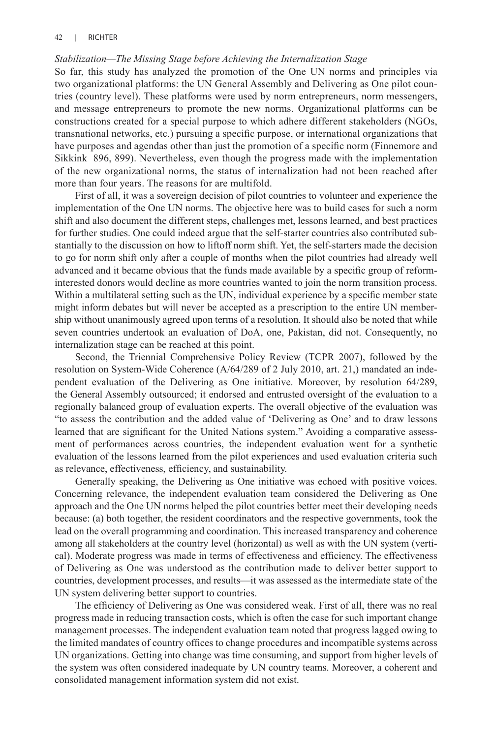*Stabilization—The Missing Stage before Achieving the Internalization Stage*

So far, this study has analyzed the promotion of the One UN norms and principles via two organizational platforms: the UN General Assembly and Delivering as One pilot countries (country level). These platforms were used by norm entrepreneurs, norm messengers, and message entrepreneurs to promote the new norms. Organizational platforms can be constructions created for a special purpose to which adhere different stakeholders (NGOs, transnational networks, etc.) pursuing a specific purpose, or international organizations that have purposes and agendas other than just the promotion of a specific norm (Finnemore and Sikkink 896, 899). Nevertheless, even though the progress made with the implementation of the new organizational norms, the status of internalization had not been reached after more than four years. The reasons for are multifold.

First of all, it was a sovereign decision of pilot countries to volunteer and experience the implementation of the One UN norms. The objective here was to build cases for such a norm shift and also document the different steps, challenges met, lessons learned, and best practices for further studies. One could indeed argue that the self-starter countries also contributed substantially to the discussion on how to liftoff norm shift. Yet, the self-starters made the decision to go for norm shift only after a couple of months when the pilot countries had already well advanced and it became obvious that the funds made available by a specific group of reform-interested donors would decline as more countries wanted to join the norm transition process. Within a multilateral setting such as the UN, individual experience by a specific member state might inform debates but will never be accepted as a prescription to the entire UN membership without unanimously agreed upon terms of a resolution. It should also be noted that while seven countries undertook an evaluation of DoA, one, Pakistan, did not. Consequently, no internalization stage can be reached at this point.

Second, the Triennial Comprehensive Policy Review (TCPR 2007), followed by the resolution on System-Wide Coherence (A/64/289 of 2 July 2010, art. 21,) mandated an independent evaluation of the Delivering as One initiative. Moreover, by resolution 64/289, the General Assembly outsourced; it endorsed and entrusted oversight of the evaluation to a regionally balanced group of evaluation experts. The overall objective of the evaluation was "to assess the contribution and the added value of 'Delivering as One' and to draw lessons learned that are significant for the United Nations system." Avoiding a comparative assessment of performances across countries, the independent evaluation went for a synthetic evaluation of the lessons learned from the pilot experiences and used evaluation criteria such as relevance, effectiveness, efficiency, and sustainability.

Generally speaking, the Delivering as One initiative was echoed with positive voices. Concerning relevance, the independent evaluation team considered the Delivering as One approach and the One UN norms helped the pilot countries better meet their developing needs because: (a) both together, the resident coordinators and the respective governments, took the lead on the overall programming and coordination. This increased transparency and coherence among all stakeholders at the country level (horizontal) as well as with the UN system (vertical). Moderate progress was made in terms of effectiveness and efficiency. The effectiveness of Delivering as One was understood as the contribution made to deliver better support to countries, development processes, and results—it was assessed as the intermediate state of the UN system delivering better support to countries.

The efficiency of Delivering as One was considered weak. First of all, there was no real progress made in reducing transaction costs, which is often the case for such important change management processes. The independent evaluation team noted that progress lagged owing to the limited mandates of country offices to change procedures and incompatible systems across UN organizations. Getting into change was time consuming, and support from higher levels of the system was often considered inadequate by UN country teams. Moreover, a coherent and consolidated management information system did not exist.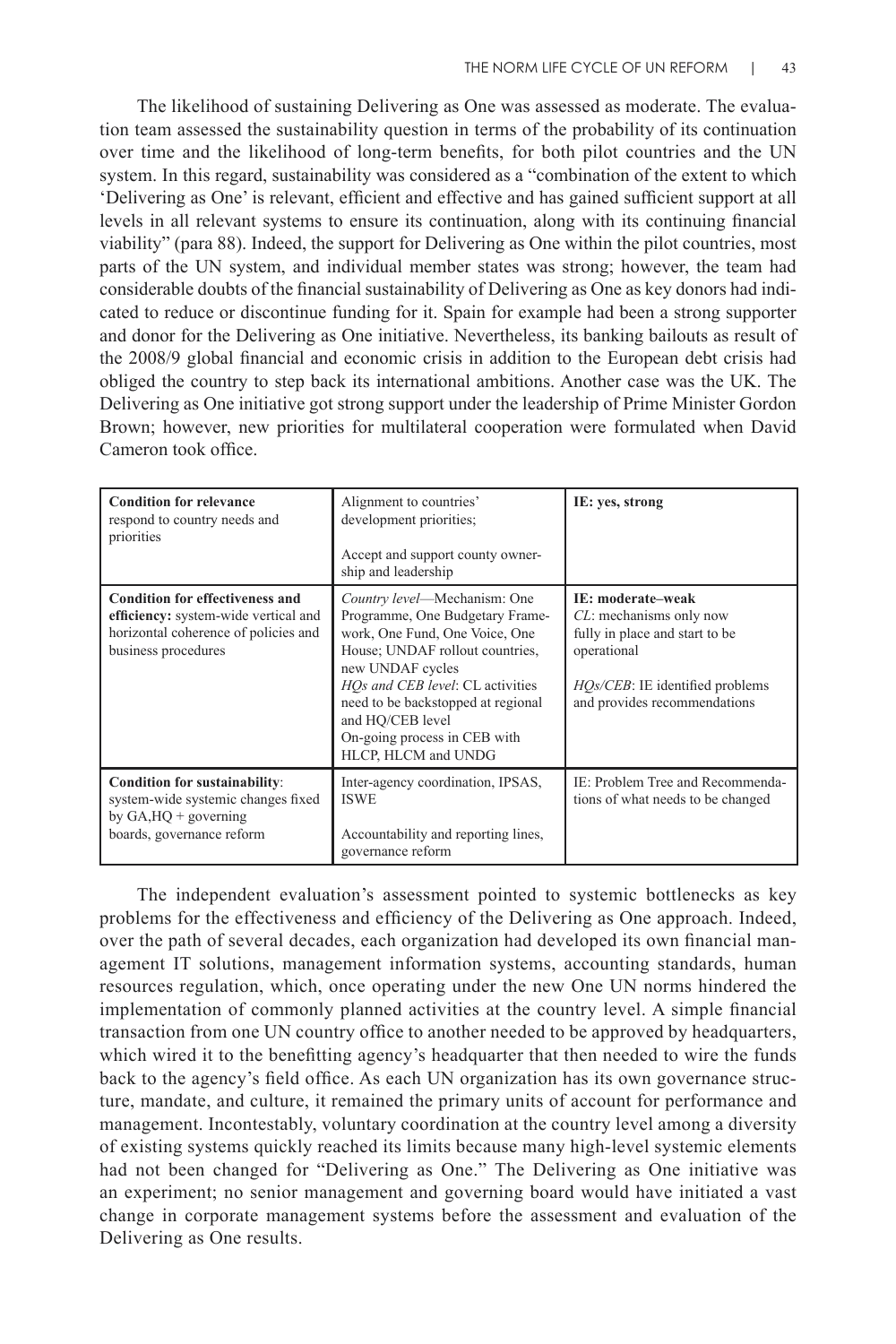The likelihood of sustaining Delivering as One was assessed as moderate. The evaluation team assessed the sustainability question in terms of the probability of its continuation over time and the likelihood of long-term benefits, for both pilot countries and the UN system. In this regard, sustainability was considered as a "combination of the extent to which 'Delivering as One' is relevant, efficient and effective and has gained sufficient support at all levels in all relevant systems to ensure its continuation, along with its continuing financial viability" (para 88). Indeed, the support for Delivering as One within the pilot countries, most parts of the UN system, and individual member states was strong; however, the team had considerable doubts of the financial sustainability of Delivering as One as key donors had indicated to reduce or discontinue funding for it. Spain for example had been a strong supporter and donor for the Delivering as One initiative. Nevertheless, its banking bailouts as result of the 2008/9 global financial and economic crisis in addition to the European debt crisis had obliged the country to step back its international ambitions. Another case was the UK. The Delivering as One initiative got strong support under the leadership of Prime Minister Gordon Brown; however, new priorities for multilateral cooperation were formulated when David Cameron took office.

| | | |
|---|---|---|
| **Condition for relevance** respond to country needs and priorities | Alignment to countries' development priorities;<br><br>Accept and support county ownership and leadership | **IE: yes, strong** |
| **Condition for effectiveness and efficiency:** system-wide vertical and horizontal coherence of policies and business procedures | *Country level*—Mechanism: One Programme, One Budgetary Framework, One Fund, One Voice, One House; UNDAF rollout countries, new UNDAF cycles<br>*HQs and CEB level*: CL activities need to be backstopped at regional and HQ/CEB level<br>On-going process in CEB with HLCP, HLCM and UNDG | **IE: moderate–weak**<br>*CL*: mechanisms only now fully in place and start to be operational<br><br>*HQs/CEB*: IE identified problems and provides recommendations |
| **Condition for sustainability**: system-wide systemic changes fixed by GA,HQ + governing boards, governance reform | Inter-agency coordination, IPSAS, ISWE<br><br>Accountability and reporting lines, governance reform | IE: Problem Tree and Recommendations of what needs to be changed |

The independent evaluation's assessment pointed to systemic bottlenecks as key problems for the effectiveness and efficiency of the Delivering as One approach. Indeed, over the path of several decades, each organization had developed its own financial management IT solutions, management information systems, accounting standards, human resources regulation, which, once operating under the new One UN norms hindered the implementation of commonly planned activities at the country level. A simple financial transaction from one UN country office to another needed to be approved by headquarters, which wired it to the benefitting agency's headquarter that then needed to wire the funds back to the agency's field office. As each UN organization has its own governance structure, mandate, and culture, it remained the primary units of account for performance and management. Incontestably, voluntary coordination at the country level among a diversity of existing systems quickly reached its limits because many high-level systemic elements had not been changed for "Delivering as One." The Delivering as One initiative was an experiment; no senior management and governing board would have initiated a vast change in corporate management systems before the assessment and evaluation of the Delivering as One results.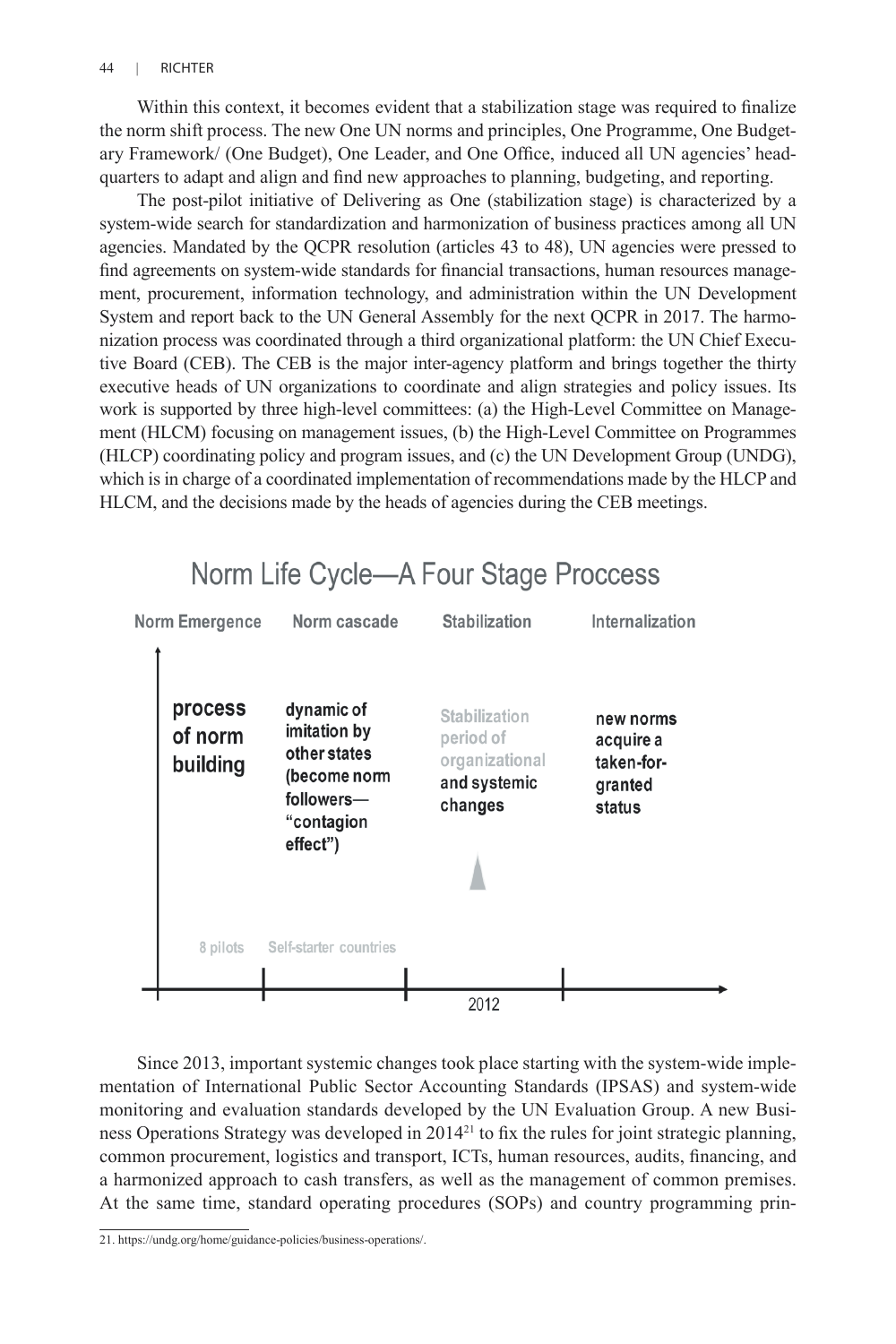Within this context, it becomes evident that a stabilization stage was required to finalize the norm shift process. The new One UN norms and principles, One Programme, One Budgetary Framework/ (One Budget), One Leader, and One Office, induced all UN agencies' headquarters to adapt and align and find new approaches to planning, budgeting, and reporting.

The post-pilot initiative of Delivering as One (stabilization stage) is characterized by a system-wide search for standardization and harmonization of business practices among all UN agencies. Mandated by the QCPR resolution (articles 43 to 48), UN agencies were pressed to find agreements on system-wide standards for financial transactions, human resources management, procurement, information technology, and administration within the UN Development System and report back to the UN General Assembly for the next QCPR in 2017. The harmonization process was coordinated through a third organizational platform: the UN Chief Executive Board (CEB). The CEB is the major inter-agency platform and brings together the thirty executive heads of UN organizations to coordinate and align strategies and policy issues. Its work is supported by three high-level committees: (a) the High-Level Committee on Management (HLCM) focusing on management issues, (b) the High-Level Committee on Programmes (HLCP) coordinating policy and program issues, and (c) the UN Development Group (UNDG), which is in charge of a coordinated implementation of recommendations made by the HLCP and HLCM, and the decisions made by the heads of agencies during the CEB meetings.

**Norm Life Cycle—A Four Stage Proccess**

| Norm Emergence | Norm cascade | Stabilization | Internalization |
|---|---|---|---|
| process of norm building | dynamic of imitation by other states (become norm followers—"contagion effect") | Stabilization period of organizational and systemic changes | new norms acquire a taken-for-granted status |
| 8 pilots | Self-starter countries | 2012 | |

Since 2013, important systemic changes took place starting with the system-wide implementation of International Public Sector Accounting Standards (IPSAS) and system-wide monitoring and evaluation standards developed by the UN Evaluation Group. A new Business Operations Strategy was developed in 2014[21] to fix the rules for joint strategic planning, common procurement, logistics and transport, ICTs, human resources, audits, financing, and a harmonized approach to cash transfers, as well as the management of common premises. At the same time, standard operating procedures (SOPs) and country programming prin-

21. https://undg.org/home/guidance-policies/business-operations/.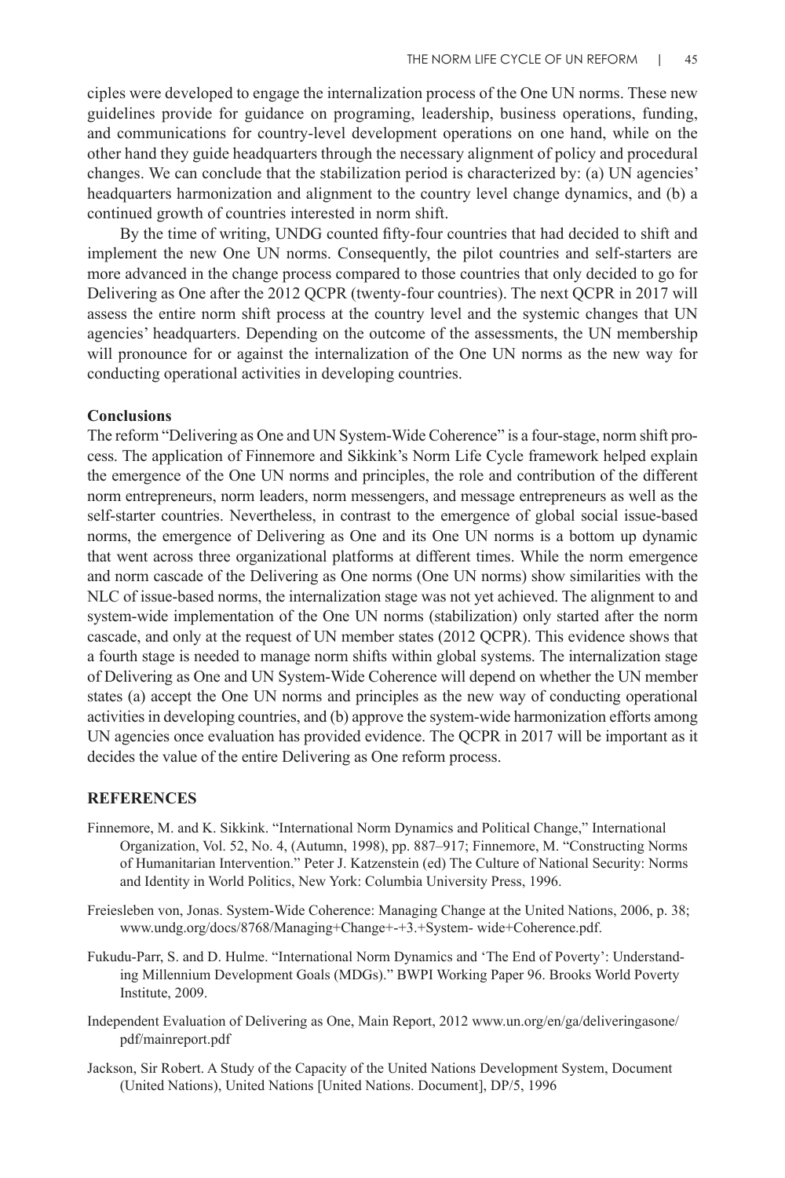ciples were developed to engage the internalization process of the One UN norms. These new guidelines provide for guidance on programing, leadership, business operations, funding, and communications for country-level development operations on one hand, while on the other hand they guide headquarters through the necessary alignment of policy and procedural changes. We can conclude that the stabilization period is characterized by: (a) UN agencies' headquarters harmonization and alignment to the country level change dynamics, and (b) a continued growth of countries interested in norm shift.

By the time of writing, UNDG counted fifty-four countries that had decided to shift and implement the new One UN norms. Consequently, the pilot countries and self-starters are more advanced in the change process compared to those countries that only decided to go for Delivering as One after the 2012 QCPR (twenty-four countries). The next QCPR in 2017 will assess the entire norm shift process at the country level and the systemic changes that UN agencies' headquarters. Depending on the outcome of the assessments, the UN membership will pronounce for or against the internalization of the One UN norms as the new way for conducting operational activities in developing countries.

### Conclusions

The reform "Delivering as One and UN System-Wide Coherence" is a four-stage, norm shift process. The application of Finnemore and Sikkink's Norm Life Cycle framework helped explain the emergence of the One UN norms and principles, the role and contribution of the different norm entrepreneurs, norm leaders, norm messengers, and message entrepreneurs as well as the self-starter countries. Nevertheless, in contrast to the emergence of global social issue-based norms, the emergence of Delivering as One and its One UN norms is a bottom up dynamic that went across three organizational platforms at different times. While the norm emergence and norm cascade of the Delivering as One norms (One UN norms) show similarities with the NLC of issue-based norms, the internalization stage was not yet achieved. The alignment to and system-wide implementation of the One UN norms (stabilization) only started after the norm cascade, and only at the request of UN member states (2012 QCPR). This evidence shows that a fourth stage is needed to manage norm shifts within global systems. The internalization stage of Delivering as One and UN System-Wide Coherence will depend on whether the UN member states (a) accept the One UN norms and principles as the new way of conducting operational activities in developing countries, and (b) approve the system-wide harmonization efforts among UN agencies once evaluation has provided evidence. The QCPR in 2017 will be important as it decides the value of the entire Delivering as One reform process.

## REFERENCES

Finnemore, M. and K. Sikkink. "International Norm Dynamics and Political Change," International Organization, Vol. 52, No. 4, (Autumn, 1998), pp. 887–917; Finnemore, M. "Constructing Norms of Humanitarian Intervention." Peter J. Katzenstein (ed) The Culture of National Security: Norms and Identity in World Politics, New York: Columbia University Press, 1996.

Freiesleben von, Jonas. System-Wide Coherence: Managing Change at the United Nations, 2006, p. 38; www.undg.org/docs/8768/Managing+Change+-+3.+System- wide+Coherence.pdf.

Fukudu-Parr, S. and D. Hulme. "International Norm Dynamics and 'The End of Poverty': Understanding Millennium Development Goals (MDGs)." BWPI Working Paper 96. Brooks World Poverty Institute, 2009.

Independent Evaluation of Delivering as One, Main Report, 2012 www.un.org/en/ga/deliveringasone/pdf/mainreport.pdf

Jackson, Sir Robert. A Study of the Capacity of the United Nations Development System, Document (United Nations), United Nations [United Nations. Document], DP/5, 1996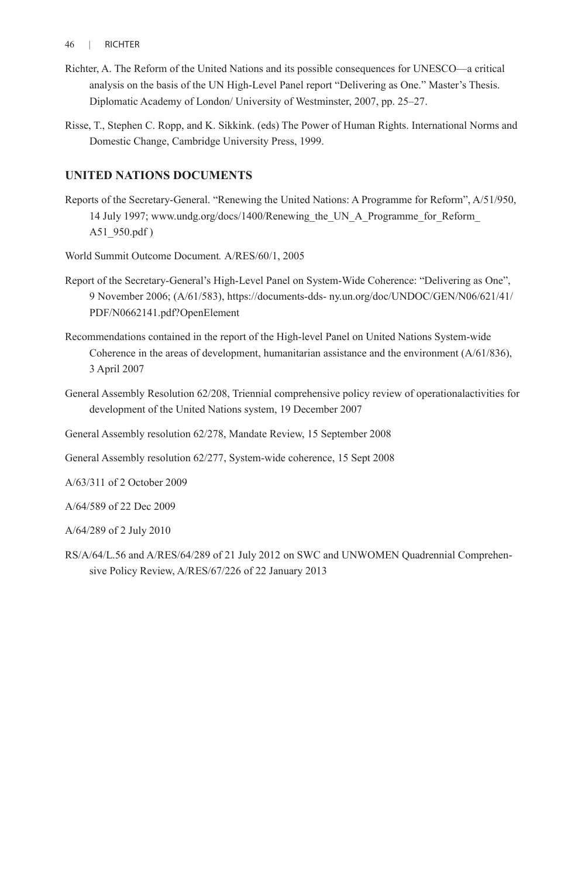Richter, A. The Reform of the United Nations and its possible consequences for UNESCO—a critical analysis on the basis of the UN High-Level Panel report "Delivering as One." Master's Thesis. Diplomatic Academy of London/ University of Westminster, 2007, pp. 25–27.

Risse, T., Stephen C. Ropp, and K. Sikkink. (eds) The Power of Human Rights. International Norms and Domestic Change, Cambridge University Press, 1999.

## UNITED NATIONS DOCUMENTS

Reports of the Secretary-General. "Renewing the United Nations: A Programme for Reform", A/51/950, 14 July 1997; www.undg.org/docs/1400/Renewing_the_UN_A_Programme_for_Reform_A51_950.pdf )

World Summit Outcome Document*.* A/RES/60/1, 2005

Report of the Secretary-General's High-Level Panel on System-Wide Coherence: "Delivering as One", 9 November 2006; (A/61/583), https://documents-dds- ny.un.org/doc/UNDOC/GEN/N06/621/41/PDF/N0662141.pdf?OpenElement

Recommendations contained in the report of the High-level Panel on United Nations System-wide Coherence in the areas of development, humanitarian assistance and the environment (A/61/836), 3 April 2007

General Assembly Resolution 62/208, Triennial comprehensive policy review of operationalactivities for development of the United Nations system, 19 December 2007

General Assembly resolution 62/278, Mandate Review, 15 September 2008

General Assembly resolution 62/277, System-wide coherence, 15 Sept 2008

A/63/311 of 2 October 2009

A/64/589 of 22 Dec 2009

A/64/289 of 2 July 2010

RS/A/64/L.56 and A/RES/64/289 of 21 July 2012 on SWC and UNWOMEN Quadrennial Comprehensive Policy Review, A/RES/67/226 of 22 January 2013